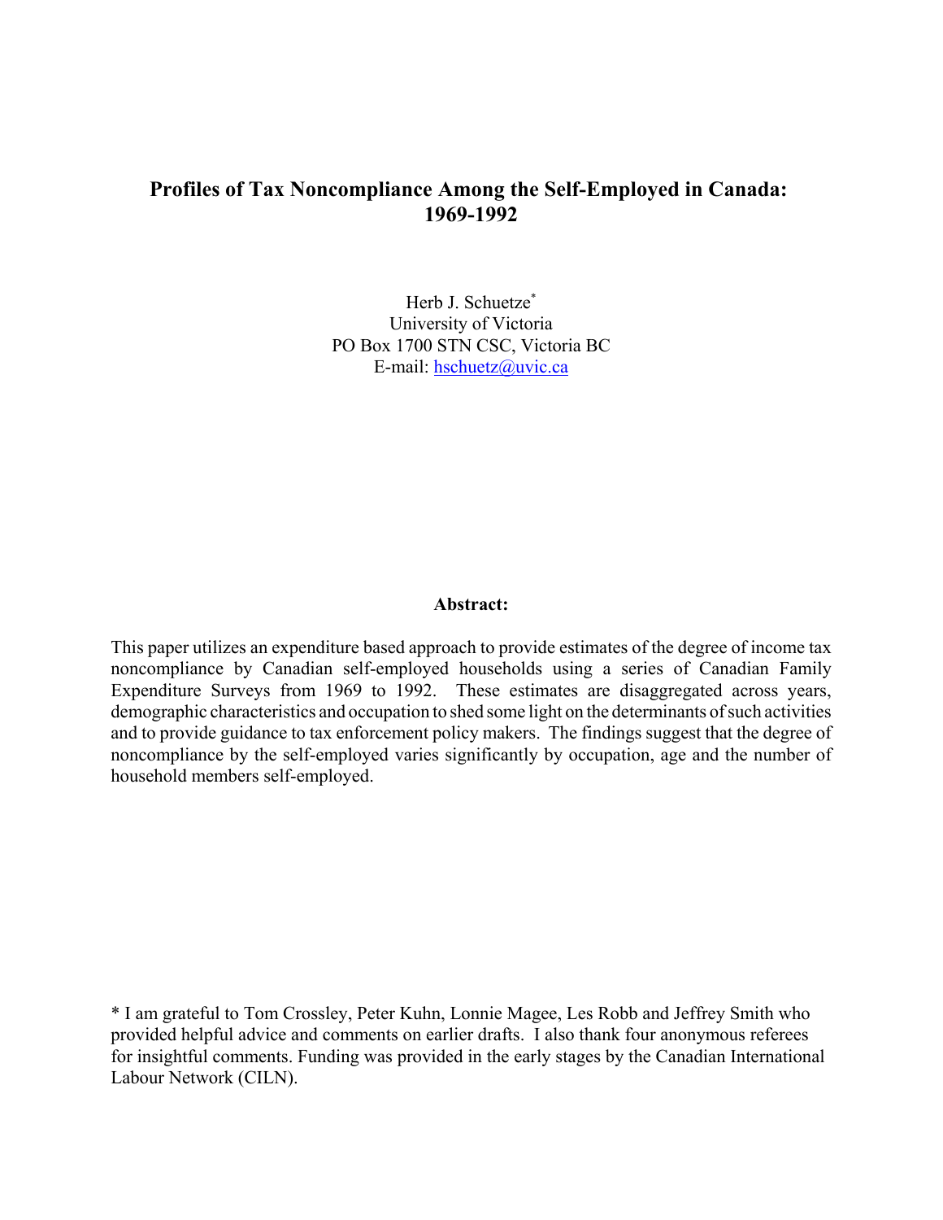# Profiles of Tax Noncompliance Among the Self-Employed in Canada: 1969-1992

Herb J. Schuetze*
University of Victoria
PO Box 1700 STN CSC, Victoria BC
E-mail: hschuetz@uvic.ca

**Abstract:**

This paper utilizes an expenditure based approach to provide estimates of the degree of income tax noncompliance by Canadian self-employed households using a series of Canadian Family Expenditure Surveys from 1969 to 1992. These estimates are disaggregated across years, demographic characteristics and occupation to shed some light on the determinants of such activities and to provide guidance to tax enforcement policy makers. The findings suggest that the degree of noncompliance by the self-employed varies significantly by occupation, age and the number of household members self-employed.

* I am grateful to Tom Crossley, Peter Kuhn, Lonnie Magee, Les Robb and Jeffrey Smith who provided helpful advice and comments on earlier drafts. I also thank four anonymous referees for insightful comments. Funding was provided in the early stages by the Canadian International Labour Network (CILN).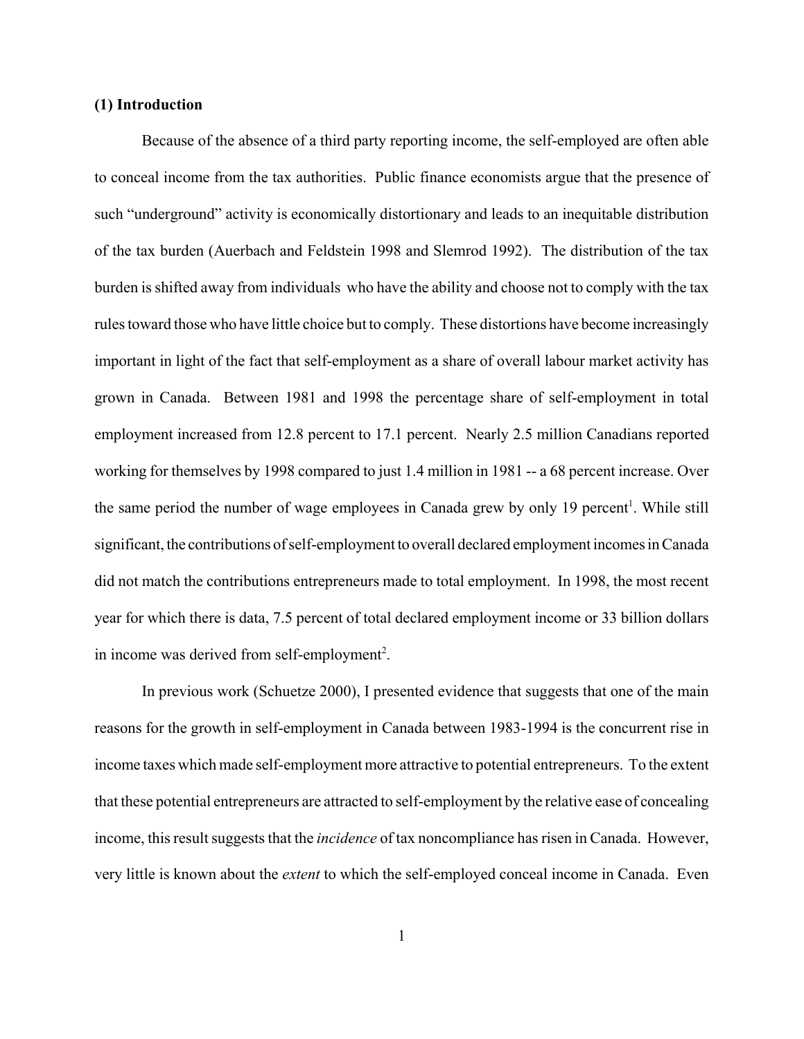## (1) Introduction

Because of the absence of a third party reporting income, the self-employed are often able to conceal income from the tax authorities. Public finance economists argue that the presence of such "underground" activity is economically distortionary and leads to an inequitable distribution of the tax burden (Auerbach and Feldstein 1998 and Slemrod 1992). The distribution of the tax burden is shifted away from individuals who have the ability and choose not to comply with the tax rules toward those who have little choice but to comply. These distortions have become increasingly important in light of the fact that self-employment as a share of overall labour market activity has grown in Canada. Between 1981 and 1998 the percentage share of self-employment in total employment increased from 12.8 percent to 17.1 percent. Nearly 2.5 million Canadians reported working for themselves by 1998 compared to just 1.4 million in 1981 -- a 68 percent increase. Over the same period the number of wage employees in Canada grew by only 19 percent[1]. While still significant, the contributions of self-employment to overall declared employment incomes in Canada did not match the contributions entrepreneurs made to total employment. In 1998, the most recent year for which there is data, 7.5 percent of total declared employment income or 33 billion dollars in income was derived from self-employment[2].

In previous work (Schuetze 2000), I presented evidence that suggests that one of the main reasons for the growth in self-employment in Canada between 1983-1994 is the concurrent rise in income taxes which made self-employment more attractive to potential entrepreneurs. To the extent that these potential entrepreneurs are attracted to self-employment by the relative ease of concealing income, this result suggests that the *incidence* of tax noncompliance has risen in Canada. However, very little is known about the *extent* to which the self-employed conceal income in Canada. Even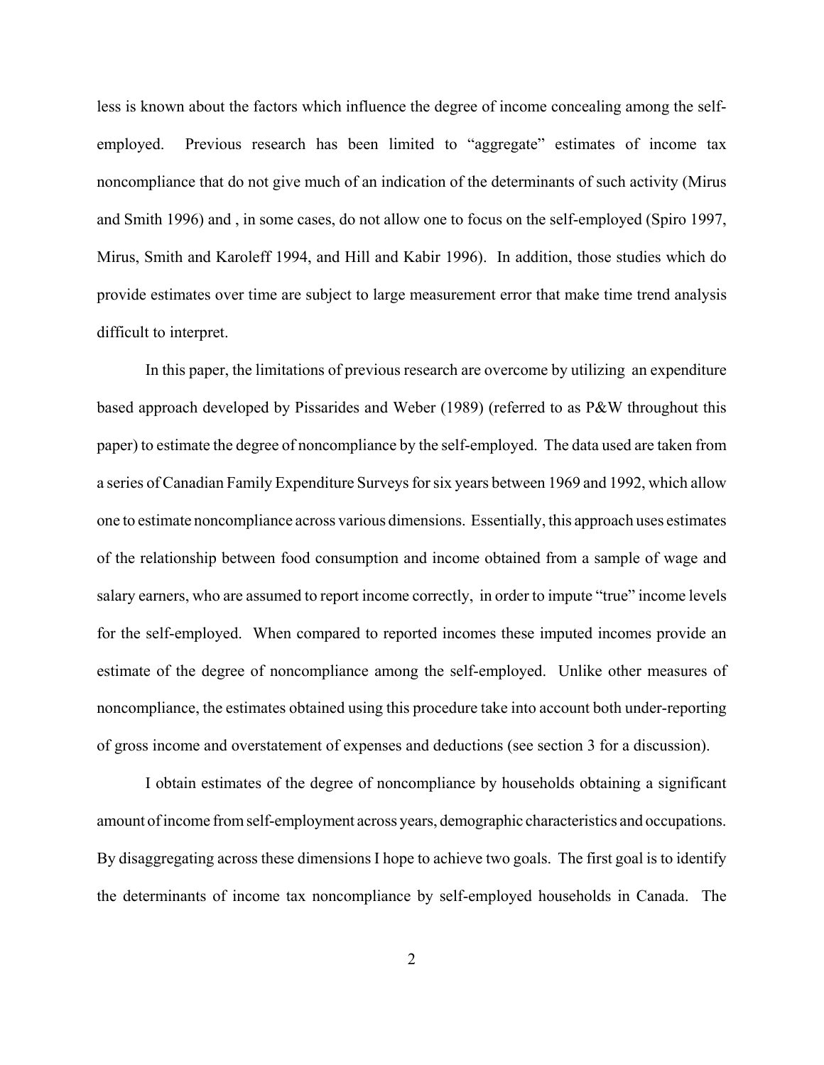less is known about the factors which influence the degree of income concealing among the self-employed. Previous research has been limited to "aggregate" estimates of income tax noncompliance that do not give much of an indication of the determinants of such activity (Mirus and Smith 1996) and , in some cases, do not allow one to focus on the self-employed (Spiro 1997, Mirus, Smith and Karoleff 1994, and Hill and Kabir 1996). In addition, those studies which do provide estimates over time are subject to large measurement error that make time trend analysis difficult to interpret.

In this paper, the limitations of previous research are overcome by utilizing an expenditure based approach developed by Pissarides and Weber (1989) (referred to as P&W throughout this paper) to estimate the degree of noncompliance by the self-employed. The data used are taken from a series of Canadian Family Expenditure Surveys for six years between 1969 and 1992, which allow one to estimate noncompliance across various dimensions. Essentially, this approach uses estimates of the relationship between food consumption and income obtained from a sample of wage and salary earners, who are assumed to report income correctly, in order to impute "true" income levels for the self-employed. When compared to reported incomes these imputed incomes provide an estimate of the degree of noncompliance among the self-employed. Unlike other measures of noncompliance, the estimates obtained using this procedure take into account both under-reporting of gross income and overstatement of expenses and deductions (see section 3 for a discussion).

I obtain estimates of the degree of noncompliance by households obtaining a significant amount of income from self-employment across years, demographic characteristics and occupations. By disaggregating across these dimensions I hope to achieve two goals. The first goal is to identify the determinants of income tax noncompliance by self-employed households in Canada. The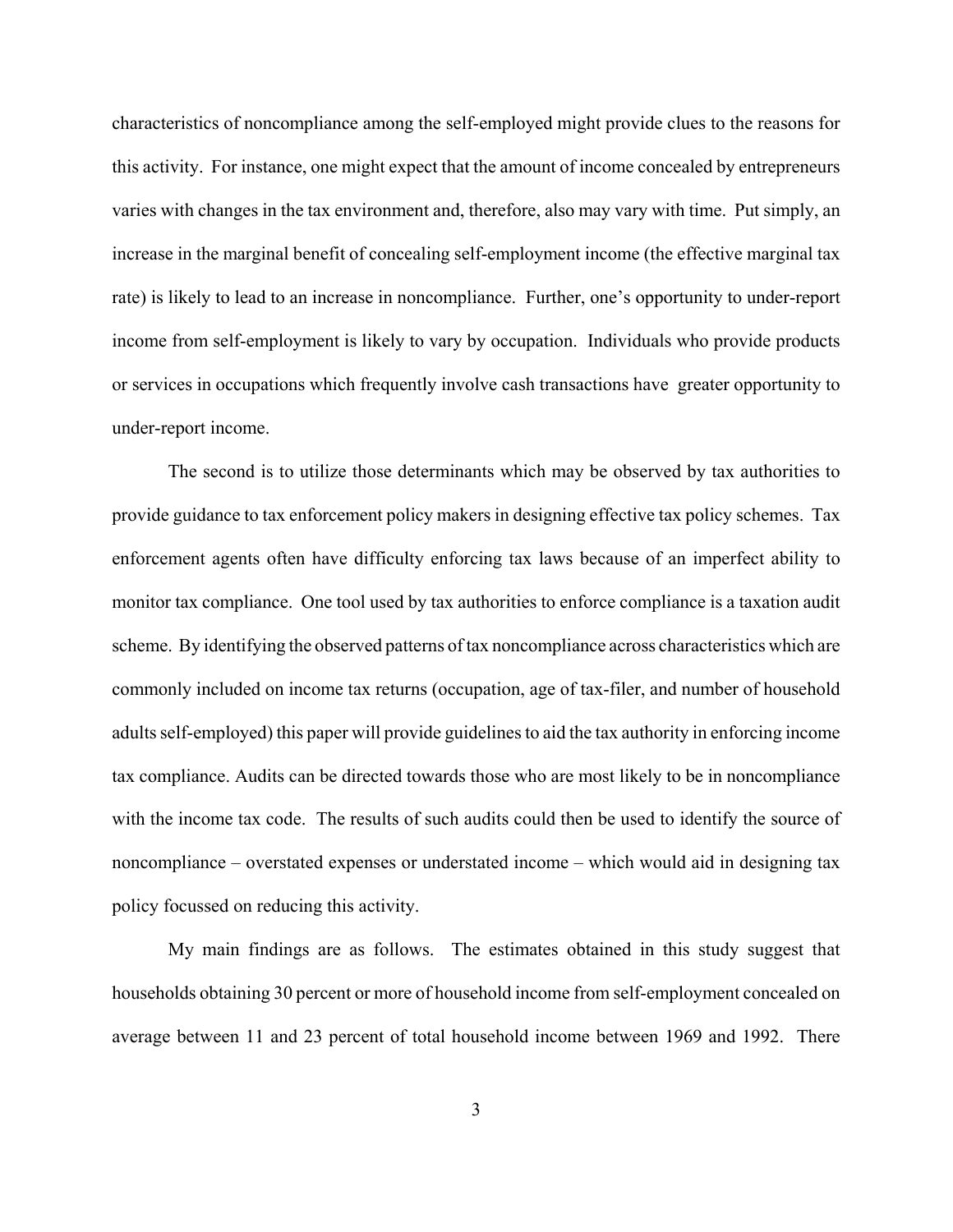characteristics of noncompliance among the self-employed might provide clues to the reasons for this activity. For instance, one might expect that the amount of income concealed by entrepreneurs varies with changes in the tax environment and, therefore, also may vary with time. Put simply, an increase in the marginal benefit of concealing self-employment income (the effective marginal tax rate) is likely to lead to an increase in noncompliance. Further, one's opportunity to under-report income from self-employment is likely to vary by occupation. Individuals who provide products or services in occupations which frequently involve cash transactions have greater opportunity to under-report income.

The second is to utilize those determinants which may be observed by tax authorities to provide guidance to tax enforcement policy makers in designing effective tax policy schemes. Tax enforcement agents often have difficulty enforcing tax laws because of an imperfect ability to monitor tax compliance. One tool used by tax authorities to enforce compliance is a taxation audit scheme. By identifying the observed patterns of tax noncompliance across characteristics which are commonly included on income tax returns (occupation, age of tax-filer, and number of household adults self-employed) this paper will provide guidelines to aid the tax authority in enforcing income tax compliance. Audits can be directed towards those who are most likely to be in noncompliance with the income tax code. The results of such audits could then be used to identify the source of noncompliance – overstated expenses or understated income – which would aid in designing tax policy focussed on reducing this activity.

My main findings are as follows. The estimates obtained in this study suggest that households obtaining 30 percent or more of household income from self-employment concealed on average between 11 and 23 percent of total household income between 1969 and 1992. There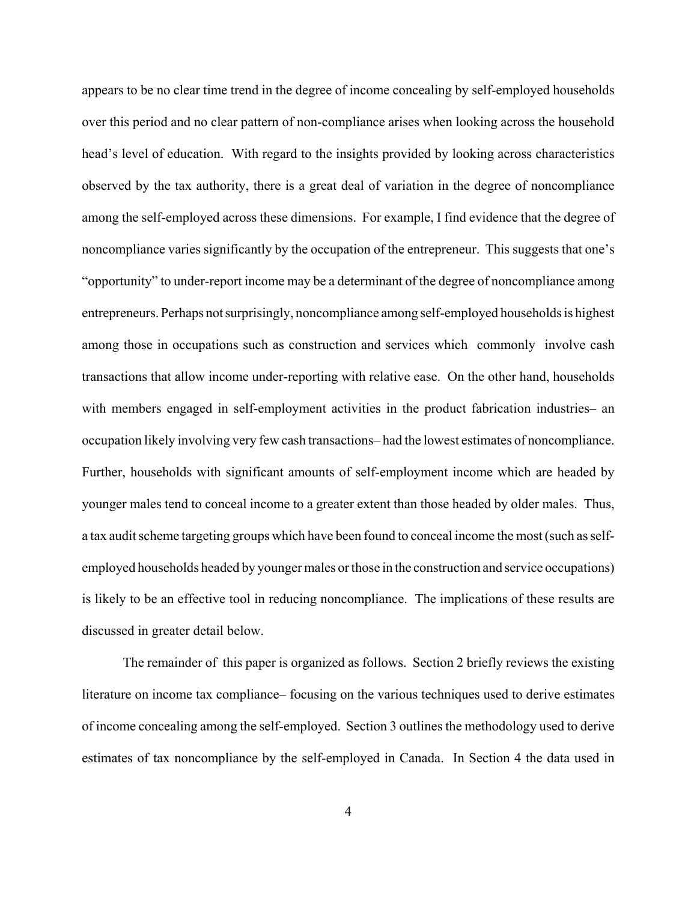appears to be no clear time trend in the degree of income concealing by self-employed households over this period and no clear pattern of non-compliance arises when looking across the household head's level of education. With regard to the insights provided by looking across characteristics observed by the tax authority, there is a great deal of variation in the degree of noncompliance among the self-employed across these dimensions. For example, I find evidence that the degree of noncompliance varies significantly by the occupation of the entrepreneur. This suggests that one's "opportunity" to under-report income may be a determinant of the degree of noncompliance among entrepreneurs. Perhaps not surprisingly, noncompliance among self-employed households is highest among those in occupations such as construction and services which commonly involve cash transactions that allow income under-reporting with relative ease. On the other hand, households with members engaged in self-employment activities in the product fabrication industries– an occupation likely involving very few cash transactions– had the lowest estimates of noncompliance. Further, households with significant amounts of self-employment income which are headed by younger males tend to conceal income to a greater extent than those headed by older males. Thus, a tax audit scheme targeting groups which have been found to conceal income the most (such as self-employed households headed by younger males or those in the construction and service occupations) is likely to be an effective tool in reducing noncompliance. The implications of these results are discussed in greater detail below.

The remainder of this paper is organized as follows. Section 2 briefly reviews the existing literature on income tax compliance– focusing on the various techniques used to derive estimates of income concealing among the self-employed. Section 3 outlines the methodology used to derive estimates of tax noncompliance by the self-employed in Canada. In Section 4 the data used in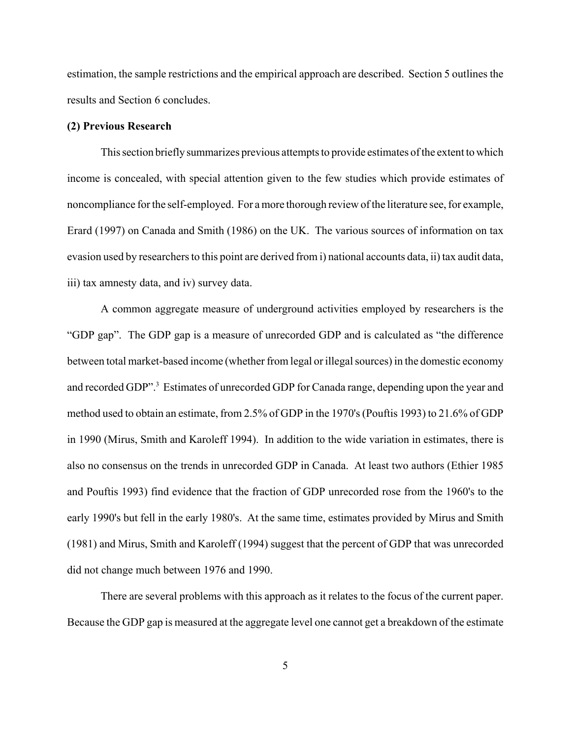estimation, the sample restrictions and the empirical approach are described. Section 5 outlines the results and Section 6 concludes.

## (2) Previous Research

This section briefly summarizes previous attempts to provide estimates of the extent to which income is concealed, with special attention given to the few studies which provide estimates of noncompliance for the self-employed. For a more thorough review of the literature see, for example, Erard (1997) on Canada and Smith (1986) on the UK. The various sources of information on tax evasion used by researchers to this point are derived from i) national accounts data, ii) tax audit data, iii) tax amnesty data, and iv) survey data.

A common aggregate measure of underground activities employed by researchers is the "GDP gap". The GDP gap is a measure of unrecorded GDP and is calculated as "the difference between total market-based income (whether from legal or illegal sources) in the domestic economy and recorded GDP".[3] Estimates of unrecorded GDP for Canada range, depending upon the year and method used to obtain an estimate, from 2.5% of GDP in the 1970's (Pouftis 1993) to 21.6% of GDP in 1990 (Mirus, Smith and Karoleff 1994). In addition to the wide variation in estimates, there is also no consensus on the trends in unrecorded GDP in Canada. At least two authors (Ethier 1985 and Pouftis 1993) find evidence that the fraction of GDP unrecorded rose from the 1960's to the early 1990's but fell in the early 1980's. At the same time, estimates provided by Mirus and Smith (1981) and Mirus, Smith and Karoleff (1994) suggest that the percent of GDP that was unrecorded did not change much between 1976 and 1990.

There are several problems with this approach as it relates to the focus of the current paper. Because the GDP gap is measured at the aggregate level one cannot get a breakdown of the estimate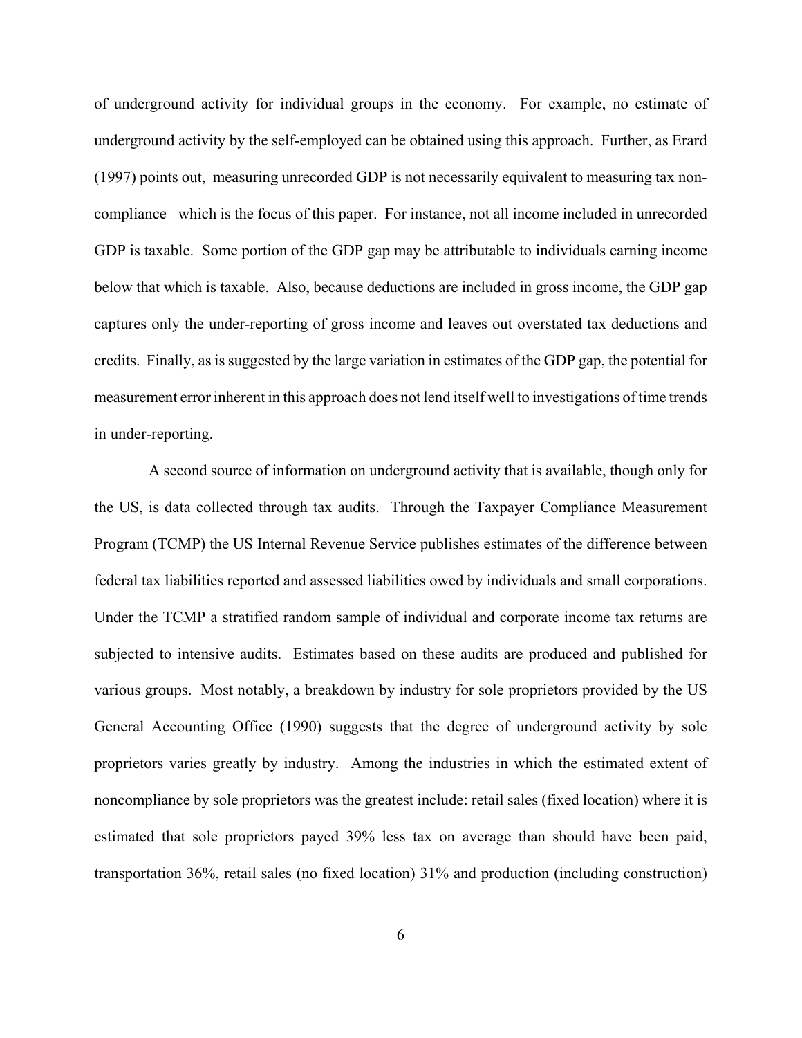of underground activity for individual groups in the economy. For example, no estimate of underground activity by the self-employed can be obtained using this approach. Further, as Erard (1997) points out, measuring unrecorded GDP is not necessarily equivalent to measuring tax non-compliance– which is the focus of this paper. For instance, not all income included in unrecorded GDP is taxable. Some portion of the GDP gap may be attributable to individuals earning income below that which is taxable. Also, because deductions are included in gross income, the GDP gap captures only the under-reporting of gross income and leaves out overstated tax deductions and credits. Finally, as is suggested by the large variation in estimates of the GDP gap, the potential for measurement error inherent in this approach does not lend itself well to investigations of time trends in under-reporting.

A second source of information on underground activity that is available, though only for the US, is data collected through tax audits. Through the Taxpayer Compliance Measurement Program (TCMP) the US Internal Revenue Service publishes estimates of the difference between federal tax liabilities reported and assessed liabilities owed by individuals and small corporations. Under the TCMP a stratified random sample of individual and corporate income tax returns are subjected to intensive audits. Estimates based on these audits are produced and published for various groups. Most notably, a breakdown by industry for sole proprietors provided by the US General Accounting Office (1990) suggests that the degree of underground activity by sole proprietors varies greatly by industry. Among the industries in which the estimated extent of noncompliance by sole proprietors was the greatest include: retail sales (fixed location) where it is estimated that sole proprietors payed 39% less tax on average than should have been paid, transportation 36%, retail sales (no fixed location) 31% and production (including construction)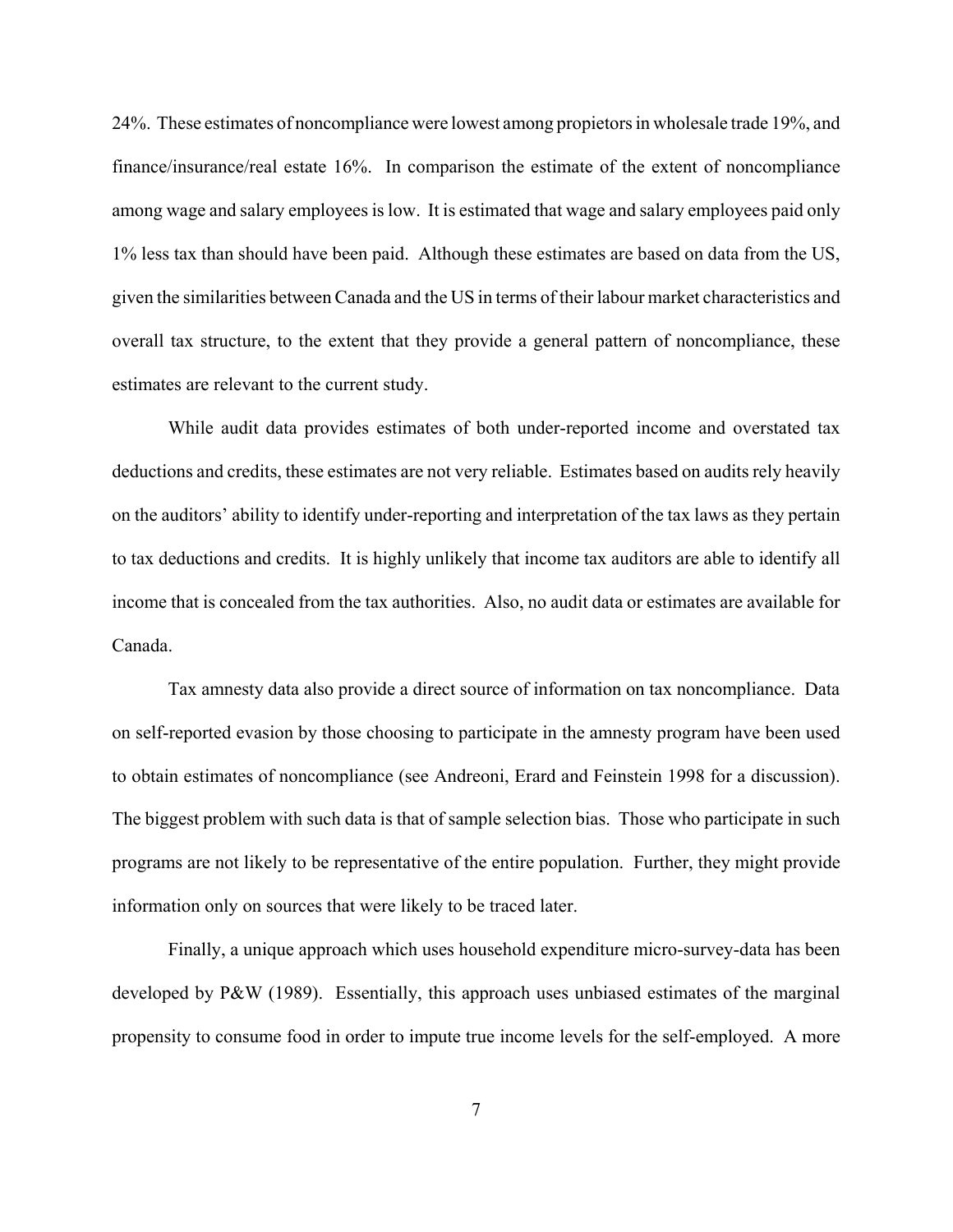24%. These estimates of noncompliance were lowest among propietors in wholesale trade 19%, and finance/insurance/real estate 16%. In comparison the estimate of the extent of noncompliance among wage and salary employees is low. It is estimated that wage and salary employees paid only 1% less tax than should have been paid. Although these estimates are based on data from the US, given the similarities between Canada and the US in terms of their labour market characteristics and overall tax structure, to the extent that they provide a general pattern of noncompliance, these estimates are relevant to the current study.

While audit data provides estimates of both under-reported income and overstated tax deductions and credits, these estimates are not very reliable. Estimates based on audits rely heavily on the auditors' ability to identify under-reporting and interpretation of the tax laws as they pertain to tax deductions and credits. It is highly unlikely that income tax auditors are able to identify all income that is concealed from the tax authorities. Also, no audit data or estimates are available for Canada.

Tax amnesty data also provide a direct source of information on tax noncompliance. Data on self-reported evasion by those choosing to participate in the amnesty program have been used to obtain estimates of noncompliance (see Andreoni, Erard and Feinstein 1998 for a discussion). The biggest problem with such data is that of sample selection bias. Those who participate in such programs are not likely to be representative of the entire population. Further, they might provide information only on sources that were likely to be traced later.

Finally, a unique approach which uses household expenditure micro-survey-data has been developed by P&W (1989). Essentially, this approach uses unbiased estimates of the marginal propensity to consume food in order to impute true income levels for the self-employed. A more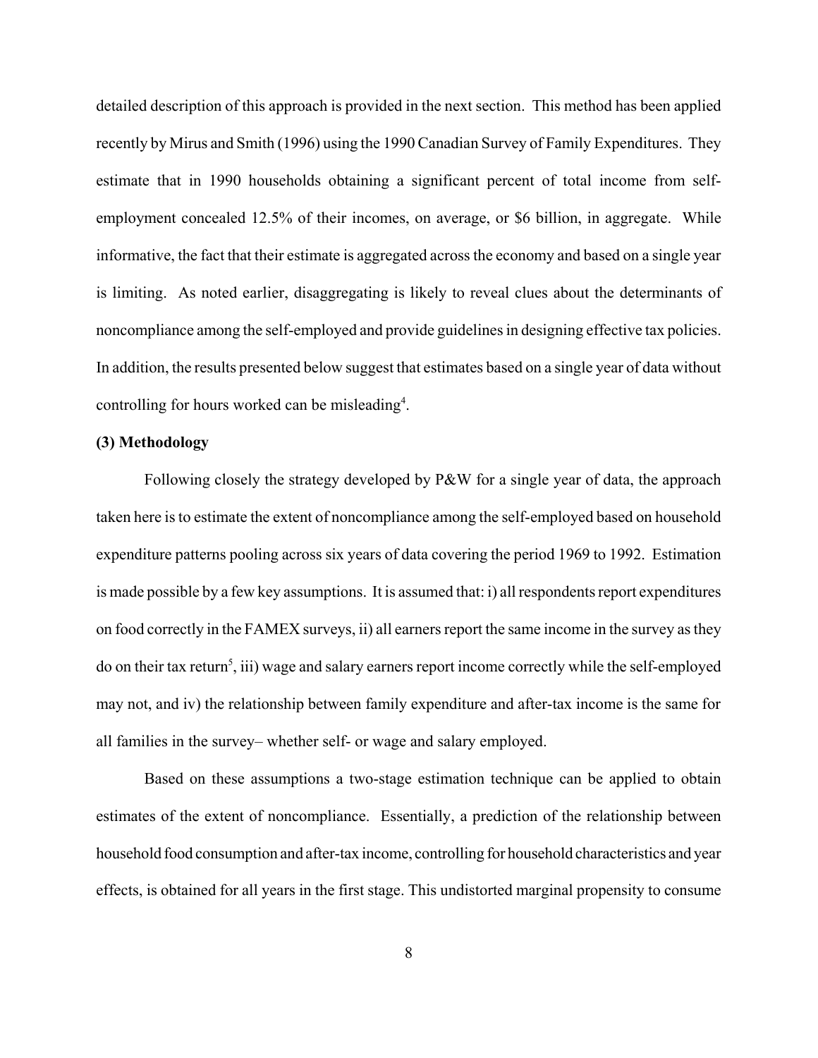detailed description of this approach is provided in the next section. This method has been applied recently by Mirus and Smith (1996) using the 1990 Canadian Survey of Family Expenditures. They estimate that in 1990 households obtaining a significant percent of total income from self-employment concealed 12.5% of their incomes, on average, or $6 billion, in aggregate. While informative, the fact that their estimate is aggregated across the economy and based on a single year is limiting. As noted earlier, disaggregating is likely to reveal clues about the determinants of noncompliance among the self-employed and provide guidelines in designing effective tax policies. In addition, the results presented below suggest that estimates based on a single year of data without controlling for hours worked can be misleading[4].

**(3) Methodology**

Following closely the strategy developed by P&W for a single year of data, the approach taken here is to estimate the extent of noncompliance among the self-employed based on household expenditure patterns pooling across six years of data covering the period 1969 to 1992. Estimation is made possible by a few key assumptions. It is assumed that: i) all respondents report expenditures on food correctly in the FAMEX surveys, ii) all earners report the same income in the survey as they do on their tax return[5], iii) wage and salary earners report income correctly while the self-employed may not, and iv) the relationship between family expenditure and after-tax income is the same for all families in the survey– whether self- or wage and salary employed.

Based on these assumptions a two-stage estimation technique can be applied to obtain estimates of the extent of noncompliance. Essentially, a prediction of the relationship between household food consumption and after-tax income, controlling for household characteristics and year effects, is obtained for all years in the first stage. This undistorted marginal propensity to consume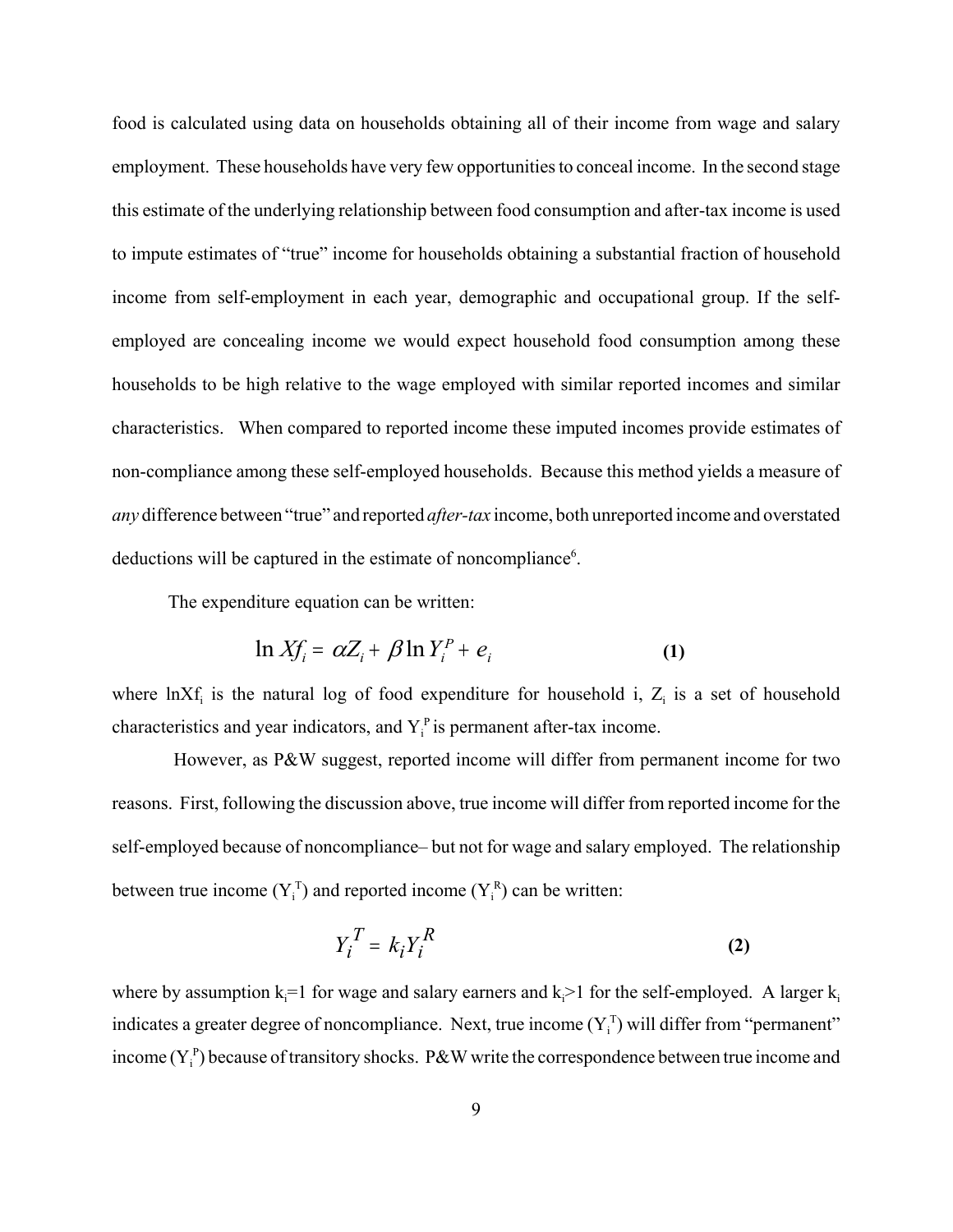food is calculated using data on households obtaining all of their income from wage and salary employment. These households have very few opportunities to conceal income. In the second stage this estimate of the underlying relationship between food consumption and after-tax income is used to impute estimates of "true" income for households obtaining a substantial fraction of household income from self-employment in each year, demographic and occupational group. If the self-employed are concealing income we would expect household food consumption among these households to be high relative to the wage employed with similar reported incomes and similar characteristics. When compared to reported income these imputed incomes provide estimates of non-compliance among these self-employed households. Because this method yields a measure of *any* difference between "true" and reported *after-tax* income, both unreported income and overstated deductions will be captured in the estimate of noncompliance[6].

The expenditure equation can be written:

$$\ln Xf_i = \alpha Z_i + \beta \ln Y_i^P + e_i \qquad \textbf{(1)}$$

where $\ln Xf_i$ is the natural log of food expenditure for household i, $Z_i$ is a set of household characteristics and year indicators, and $Y_i^P$ is permanent after-tax income.

However, as P&W suggest, reported income will differ from permanent income for two reasons. First, following the discussion above, true income will differ from reported income for the self-employed because of noncompliance– but not for wage and salary employed. The relationship between true income ($Y_i^T$) and reported income ($Y_i^R$) can be written:

$$Y_i^T = k_i Y_i^R \qquad \textbf{(2)}$$

where by assumption $k_i=1$ for wage and salary earners and $k_i>1$ for the self-employed. A larger $k_i$ indicates a greater degree of noncompliance. Next, true income ($Y_i^T$) will differ from "permanent" income ($Y_i^P$) because of transitory shocks. P&W write the correspondence between true income and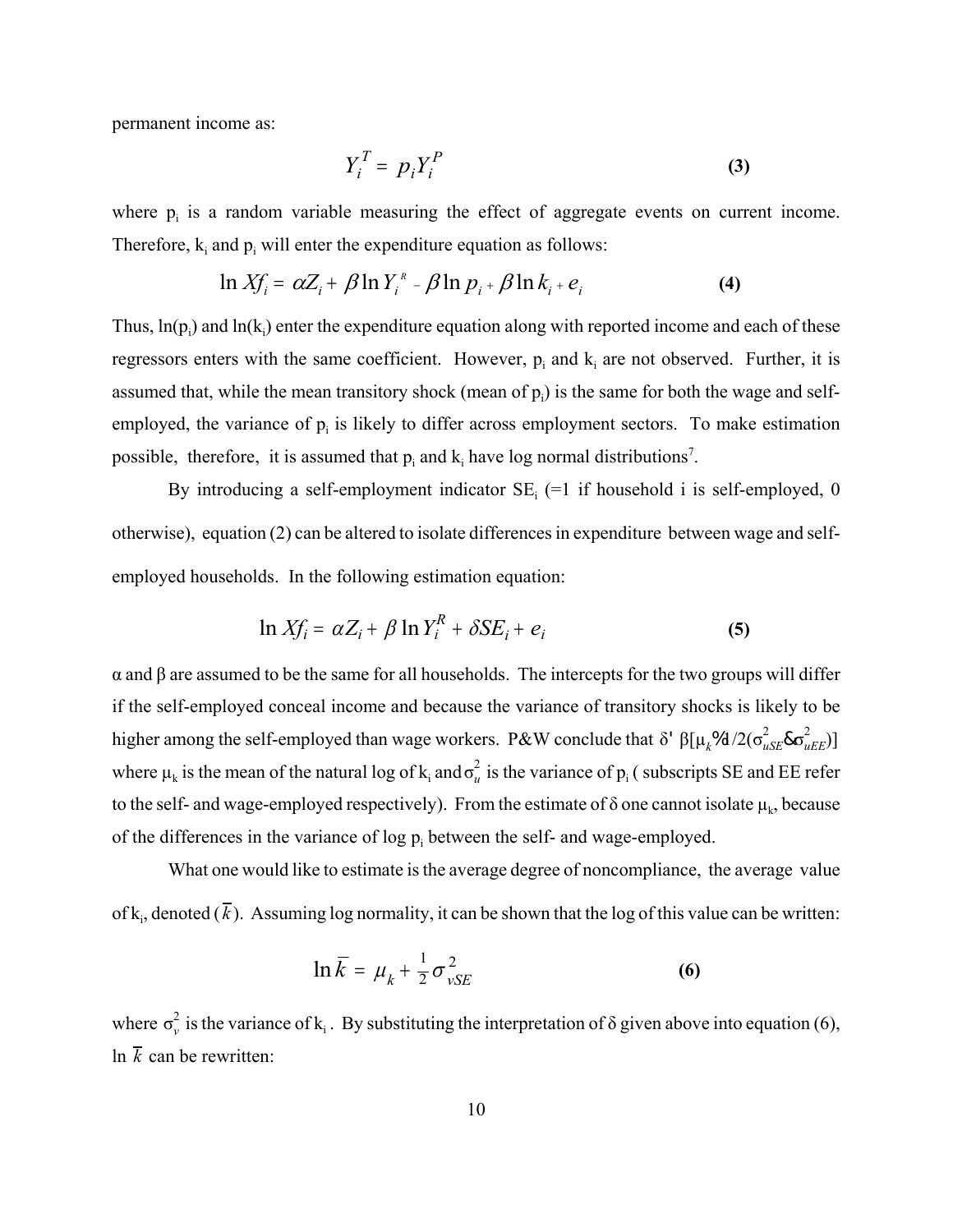permanent income as:

$$Y_i^T = p_i Y_i^P \tag{3}$$

where $p_i$ is a random variable measuring the effect of aggregate events on current income. Therefore, $k_i$ and $p_i$ will enter the expenditure equation as follows:

$$\ln Xf_i = \alpha Z_i + \beta \ln Y_i^R - \beta \ln p_i + \beta \ln k_i + e_i \tag{4}$$

Thus, $\ln(p_i)$ and $\ln(k_i)$ enter the expenditure equation along with reported income and each of these regressors enters with the same coefficient. However, $p_i$ and $k_i$ are not observed. Further, it is assumed that, while the mean transitory shock (mean of $p_i$) is the same for both the wage and self-employed, the variance of $p_i$ is likely to differ across employment sectors. To make estimation possible, therefore, it is assumed that $p_i$ and $k_i$ have log normal distributions[7].

By introducing a self-employment indicator $SE_i$ (=1 if household i is self-employed, 0 otherwise), equation (2) can be altered to isolate differences in expenditure between wage and self-employed households. In the following estimation equation:

$$\ln Xf_i = \alpha Z_i + \beta \ln Y_i^R + \delta SE_i + e_i \tag{5}$$

$\alpha$ and $\beta$ are assumed to be the same for all households. The intercepts for the two groups will differ if the self-employed conceal income and because the variance of transitory shocks is likely to be higher among the self-employed than wage workers. P&W conclude that $\delta = \beta[\mu_k + 1/2(\sigma^2_{uSE} - \sigma^2_{uEE})]$ where $\mu_k$ is the mean of the natural log of $k_i$ and $\sigma^2_u$ is the variance of $p_i$ ( subscripts SE and EE refer to the self- and wage-employed respectively). From the estimate of $\delta$ one cannot isolate $\mu_k$, because of the differences in the variance of log $p_i$ between the self- and wage-employed.

What one would like to estimate is the average degree of noncompliance, the average value of $k_i$, denoted ($\bar{k}$). Assuming log normality, it can be shown that the log of this value can be written:

$$\ln \bar{k} = \mu_k + \tfrac{1}{2}\sigma^2_{vSE} \tag{6}$$

where $\sigma^2_v$ is the variance of $k_i$. By substituting the interpretation of $\delta$ given above into equation (6), $\ln \bar{k}$ can be rewritten: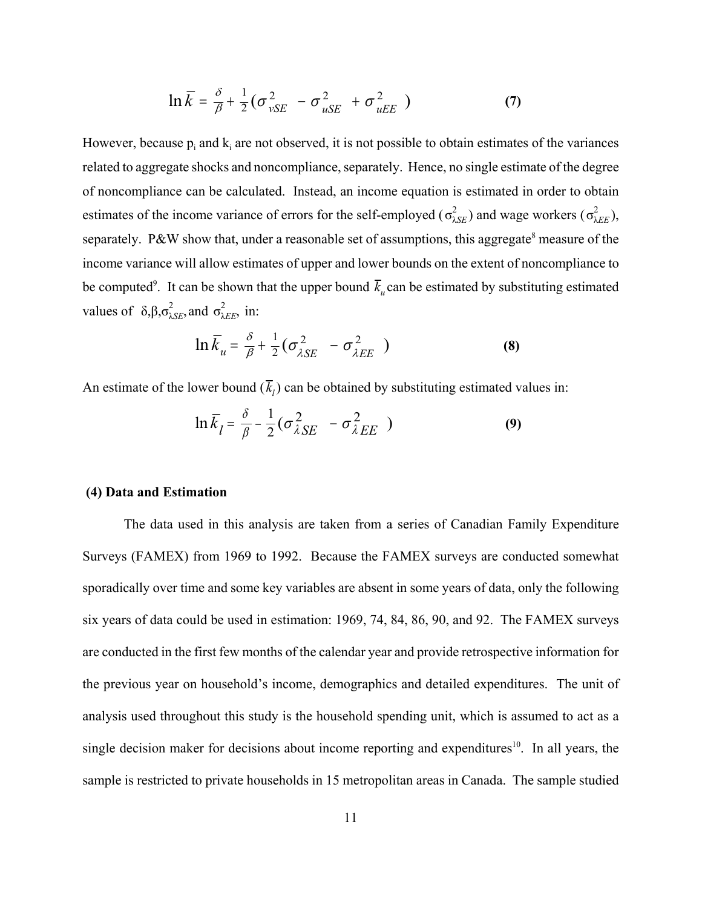$$\ln \bar{k} = \frac{\delta}{\beta} + \frac{1}{2}(\sigma^2_{vSE} - \sigma^2_{uSE} + \sigma^2_{uEE}) \tag{7}$$

However, because $p_i$ and $k_i$ are not observed, it is not possible to obtain estimates of the variances related to aggregate shocks and noncompliance, separately. Hence, no single estimate of the degree of noncompliance can be calculated. Instead, an income equation is estimated in order to obtain estimates of the income variance of errors for the self-employed ($\sigma^2_{\lambda SE}$) and wage workers ($\sigma^2_{\lambda EE}$), separately. P&W show that, under a reasonable set of assumptions, this aggregate[8] measure of the income variance will allow estimates of upper and lower bounds on the extent of noncompliance to be computed[9]. It can be shown that the upper bound $\bar{k}_u$ can be estimated by substituting estimated values of $\delta, \beta, \sigma^2_{\lambda SE}$, and $\sigma^2_{\lambda EE}$, in:

$$\ln \bar{k}_u = \frac{\delta}{\beta} + \frac{1}{2}(\sigma^2_{\lambda SE} - \sigma^2_{\lambda EE}) \tag{8}$$

An estimate of the lower bound ($\bar{k}_l$) can be obtained by substituting estimated values in:

$$\ln \bar{k}_l = \frac{\delta}{\beta} - \frac{1}{2}(\sigma^2_{\lambda SE} - \sigma^2_{\lambda EE}) \tag{9}$$

## (4) Data and Estimation

The data used in this analysis are taken from a series of Canadian Family Expenditure Surveys (FAMEX) from 1969 to 1992. Because the FAMEX surveys are conducted somewhat sporadically over time and some key variables are absent in some years of data, only the following six years of data could be used in estimation: 1969, 74, 84, 86, 90, and 92. The FAMEX surveys are conducted in the first few months of the calendar year and provide retrospective information for the previous year on household's income, demographics and detailed expenditures. The unit of analysis used throughout this study is the household spending unit, which is assumed to act as a single decision maker for decisions about income reporting and expenditures[10]. In all years, the sample is restricted to private households in 15 metropolitan areas in Canada. The sample studied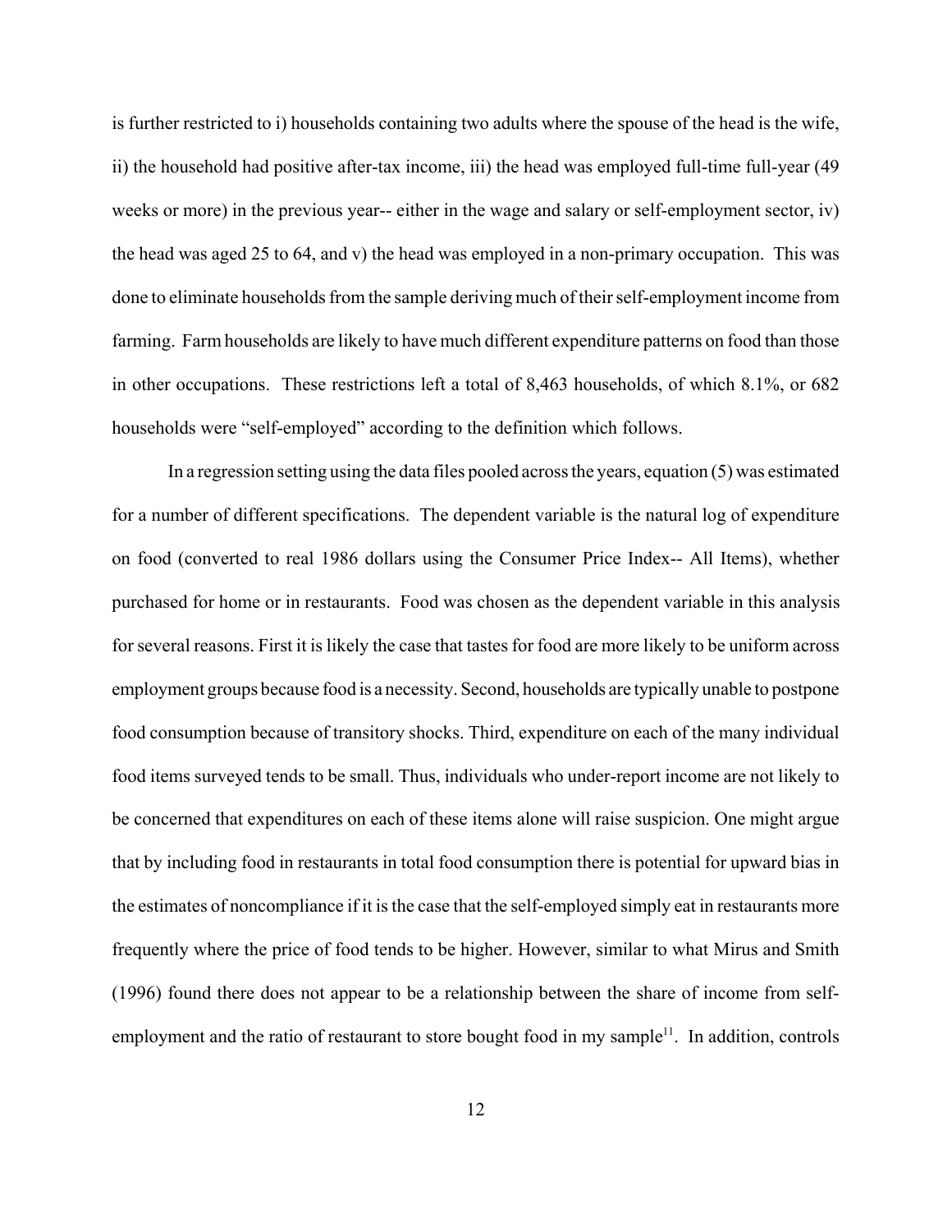is further restricted to i) households containing two adults where the spouse of the head is the wife, ii) the household had positive after-tax income, iii) the head was employed full-time full-year (49 weeks or more) in the previous year-- either in the wage and salary or self-employment sector, iv) the head was aged 25 to 64, and v) the head was employed in a non-primary occupation. This was done to eliminate households from the sample deriving much of their self-employment income from farming. Farm households are likely to have much different expenditure patterns on food than those in other occupations. These restrictions left a total of 8,463 households, of which 8.1%, or 682 households were "self-employed" according to the definition which follows.

In a regression setting using the data files pooled across the years, equation (5) was estimated for a number of different specifications. The dependent variable is the natural log of expenditure on food (converted to real 1986 dollars using the Consumer Price Index-- All Items), whether purchased for home or in restaurants. Food was chosen as the dependent variable in this analysis for several reasons. First it is likely the case that tastes for food are more likely to be uniform across employment groups because food is a necessity. Second, households are typically unable to postpone food consumption because of transitory shocks. Third, expenditure on each of the many individual food items surveyed tends to be small. Thus, individuals who under-report income are not likely to be concerned that expenditures on each of these items alone will raise suspicion. One might argue that by including food in restaurants in total food consumption there is potential for upward bias in the estimates of noncompliance if it is the case that the self-employed simply eat in restaurants more frequently where the price of food tends to be higher. However, similar to what Mirus and Smith (1996) found there does not appear to be a relationship between the share of income from self-employment and the ratio of restaurant to store bought food in my sample[11]. In addition, controls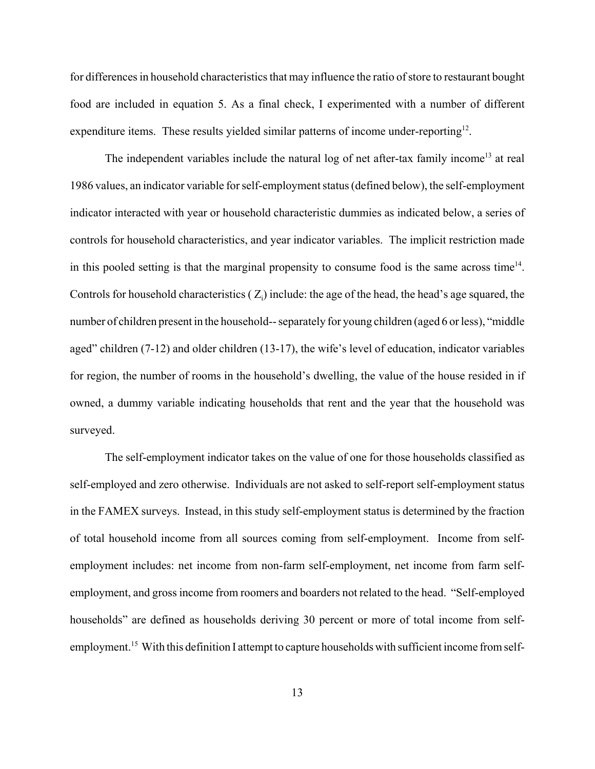for differences in household characteristics that may influence the ratio of store to restaurant bought food are included in equation 5. As a final check, I experimented with a number of different expenditure items. These results yielded similar patterns of income under-reporting[12].

The independent variables include the natural log of net after-tax family income[13] at real 1986 values, an indicator variable for self-employment status (defined below), the self-employment indicator interacted with year or household characteristic dummies as indicated below, a series of controls for household characteristics, and year indicator variables. The implicit restriction made in this pooled setting is that the marginal propensity to consume food is the same across time[14]. Controls for household characteristics ( $Z_i$) include: the age of the head, the head's age squared, the number of children present in the household-- separately for young children (aged 6 or less), "middle aged" children (7-12) and older children (13-17), the wife's level of education, indicator variables for region, the number of rooms in the household's dwelling, the value of the house resided in if owned, a dummy variable indicating households that rent and the year that the household was surveyed.

The self-employment indicator takes on the value of one for those households classified as self-employed and zero otherwise. Individuals are not asked to self-report self-employment status in the FAMEX surveys. Instead, in this study self-employment status is determined by the fraction of total household income from all sources coming from self-employment. Income from self-employment includes: net income from non-farm self-employment, net income from farm self-employment, and gross income from roomers and boarders not related to the head. "Self-employed households" are defined as households deriving 30 percent or more of total income from self-employment.[15] With this definition I attempt to capture households with sufficient income from self-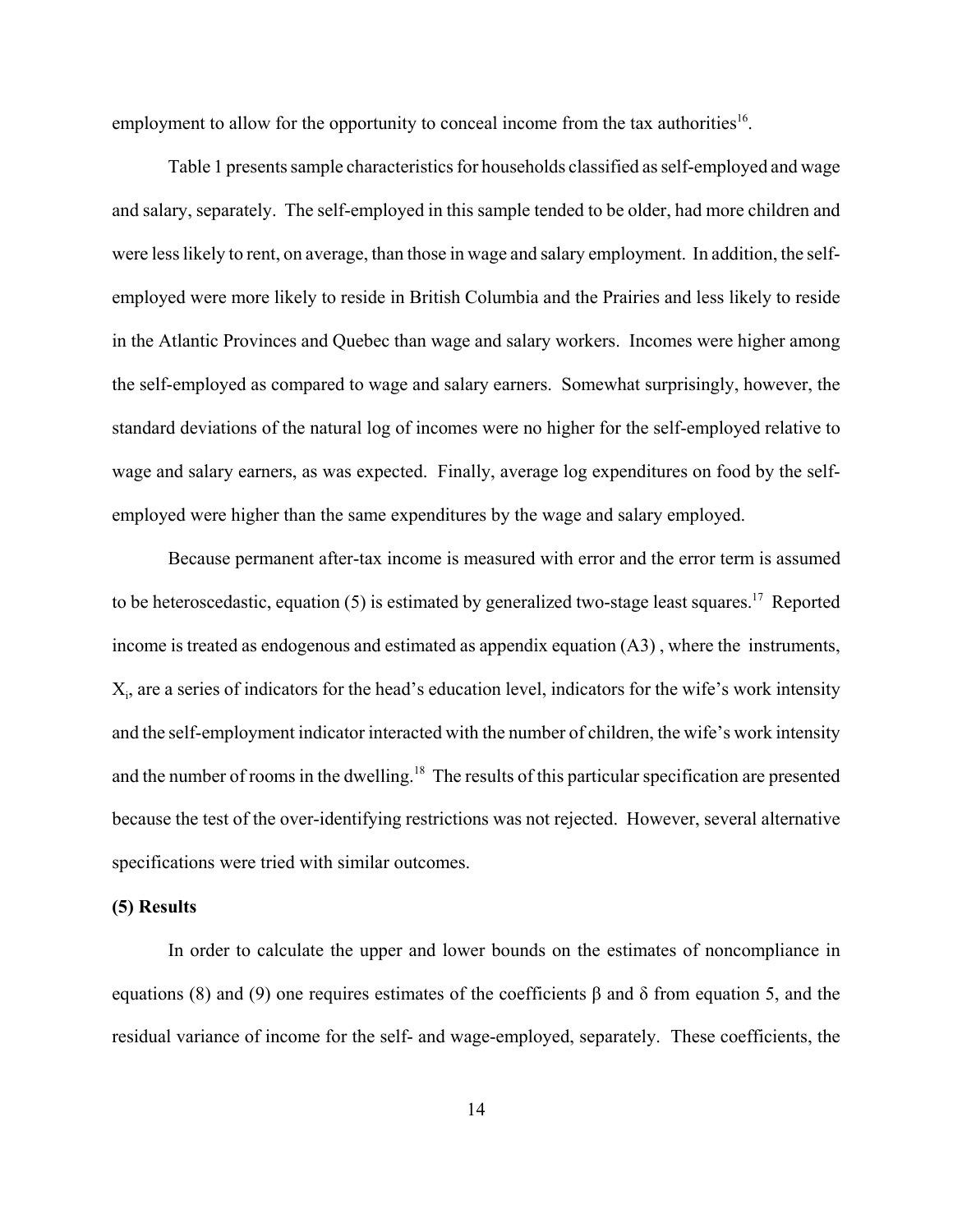employment to allow for the opportunity to conceal income from the tax authorities[16].

Table 1 presents sample characteristics for households classified as self-employed and wage and salary, separately. The self-employed in this sample tended to be older, had more children and were less likely to rent, on average, than those in wage and salary employment. In addition, the self-employed were more likely to reside in British Columbia and the Prairies and less likely to reside in the Atlantic Provinces and Quebec than wage and salary workers. Incomes were higher among the self-employed as compared to wage and salary earners. Somewhat surprisingly, however, the standard deviations of the natural log of incomes were no higher for the self-employed relative to wage and salary earners, as was expected. Finally, average log expenditures on food by the self-employed were higher than the same expenditures by the wage and salary employed.

Because permanent after-tax income is measured with error and the error term is assumed to be heteroscedastic, equation (5) is estimated by generalized two-stage least squares.[17] Reported income is treated as endogenous and estimated as appendix equation (A3) , where the instruments, $X_i$, are a series of indicators for the head's education level, indicators for the wife's work intensity and the self-employment indicator interacted with the number of children, the wife's work intensity and the number of rooms in the dwelling.[18] The results of this particular specification are presented because the test of the over-identifying restrictions was not rejected. However, several alternative specifications were tried with similar outcomes.

## (5) Results

In order to calculate the upper and lower bounds on the estimates of noncompliance in equations (8) and (9) one requires estimates of the coefficients $\beta$ and $\delta$ from equation 5, and the residual variance of income for the self- and wage-employed, separately. These coefficients, the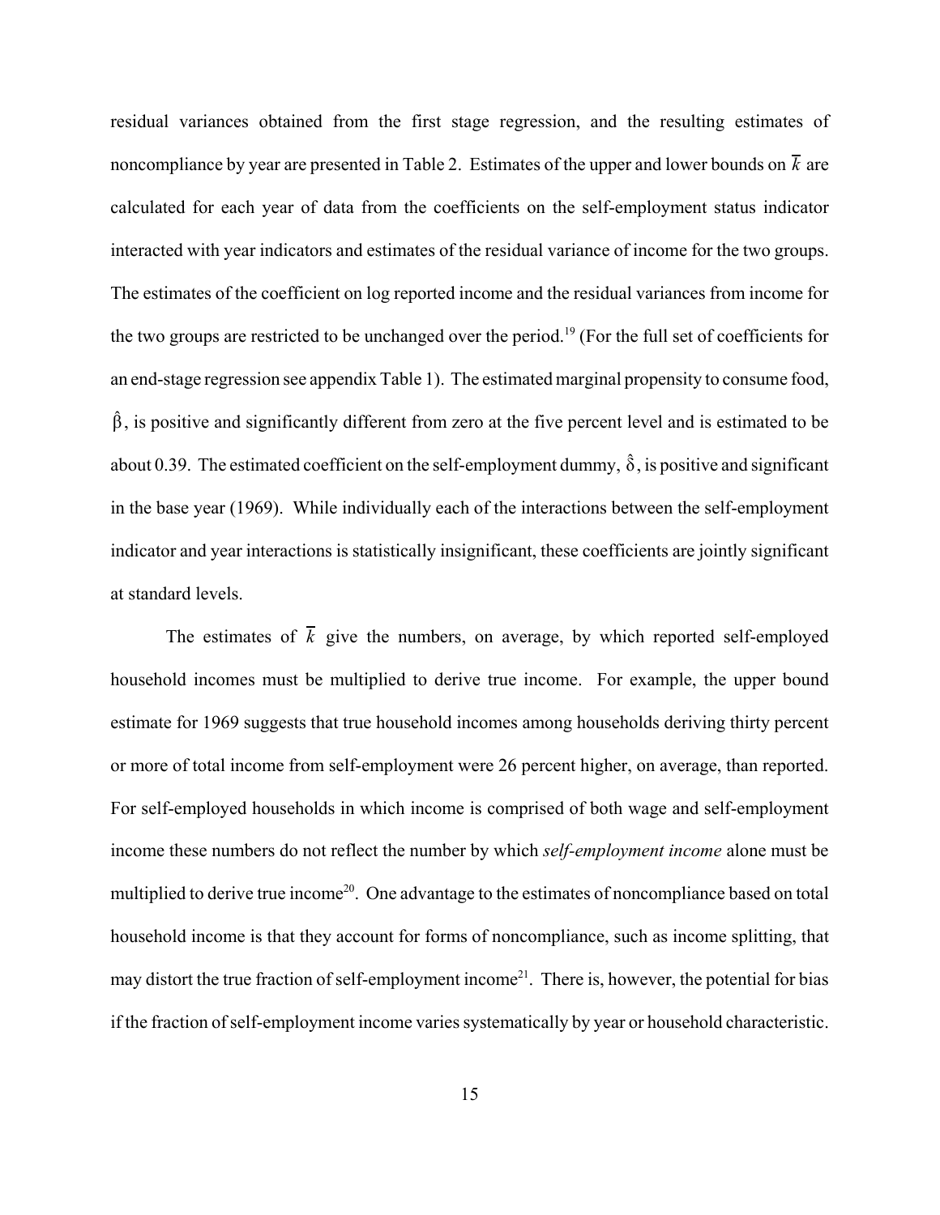residual variances obtained from the first stage regression, and the resulting estimates of noncompliance by year are presented in Table 2. Estimates of the upper and lower bounds on $\overline{k}$ are calculated for each year of data from the coefficients on the self-employment status indicator interacted with year indicators and estimates of the residual variance of income for the two groups. The estimates of the coefficient on log reported income and the residual variances from income for the two groups are restricted to be unchanged over the period.[19] (For the full set of coefficients for an end-stage regression see appendix Table 1). The estimated marginal propensity to consume food, $\hat{\beta}$, is positive and significantly different from zero at the five percent level and is estimated to be about 0.39. The estimated coefficient on the self-employment dummy, $\hat{\delta}$, is positive and significant in the base year (1969). While individually each of the interactions between the self-employment indicator and year interactions is statistically insignificant, these coefficients are jointly significant at standard levels.

The estimates of $\overline{k}$ give the numbers, on average, by which reported self-employed household incomes must be multiplied to derive true income. For example, the upper bound estimate for 1969 suggests that true household incomes among households deriving thirty percent or more of total income from self-employment were 26 percent higher, on average, than reported. For self-employed households in which income is comprised of both wage and self-employment income these numbers do not reflect the number by which *self-employment income* alone must be multiplied to derive true income[20]. One advantage to the estimates of noncompliance based on total household income is that they account for forms of noncompliance, such as income splitting, that may distort the true fraction of self-employment income[21]. There is, however, the potential for bias if the fraction of self-employment income varies systematically by year or household characteristic.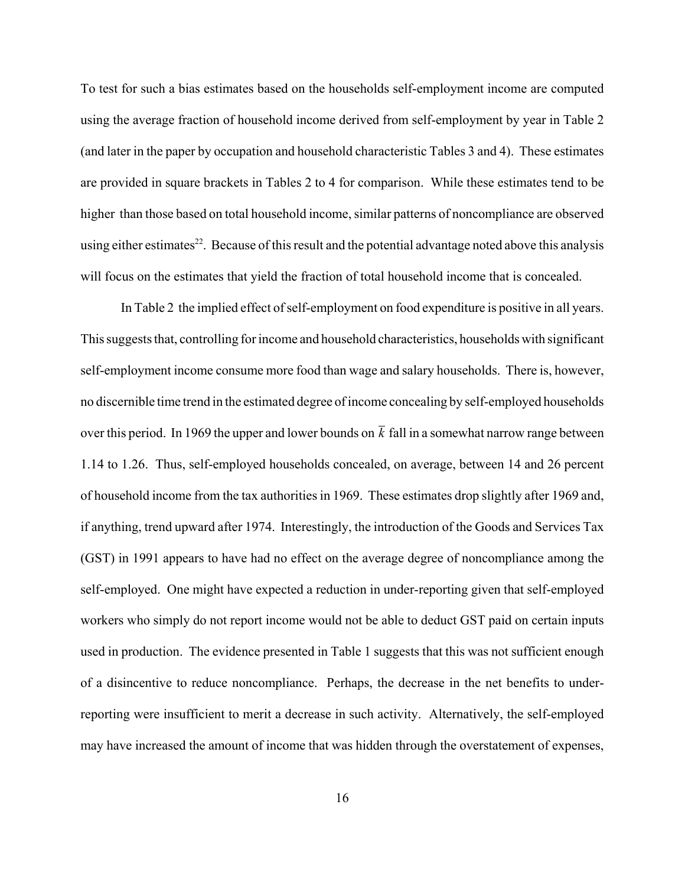To test for such a bias estimates based on the households self-employment income are computed using the average fraction of household income derived from self-employment by year in Table 2 (and later in the paper by occupation and household characteristic Tables 3 and 4). These estimates are provided in square brackets in Tables 2 to 4 for comparison. While these estimates tend to be higher than those based on total household income, similar patterns of noncompliance are observed using either estimates[22]. Because of this result and the potential advantage noted above this analysis will focus on the estimates that yield the fraction of total household income that is concealed.

In Table 2 the implied effect of self-employment on food expenditure is positive in all years. This suggests that, controlling for income and household characteristics, households with significant self-employment income consume more food than wage and salary households. There is, however, no discernible time trend in the estimated degree of income concealing by self-employed households over this period. In 1969 the upper and lower bounds on $\bar{k}$ fall in a somewhat narrow range between 1.14 to 1.26. Thus, self-employed households concealed, on average, between 14 and 26 percent of household income from the tax authorities in 1969. These estimates drop slightly after 1969 and, if anything, trend upward after 1974. Interestingly, the introduction of the Goods and Services Tax (GST) in 1991 appears to have had no effect on the average degree of noncompliance among the self-employed. One might have expected a reduction in under-reporting given that self-employed workers who simply do not report income would not be able to deduct GST paid on certain inputs used in production. The evidence presented in Table 1 suggests that this was not sufficient enough of a disincentive to reduce noncompliance. Perhaps, the decrease in the net benefits to under-reporting were insufficient to merit a decrease in such activity. Alternatively, the self-employed may have increased the amount of income that was hidden through the overstatement of expenses,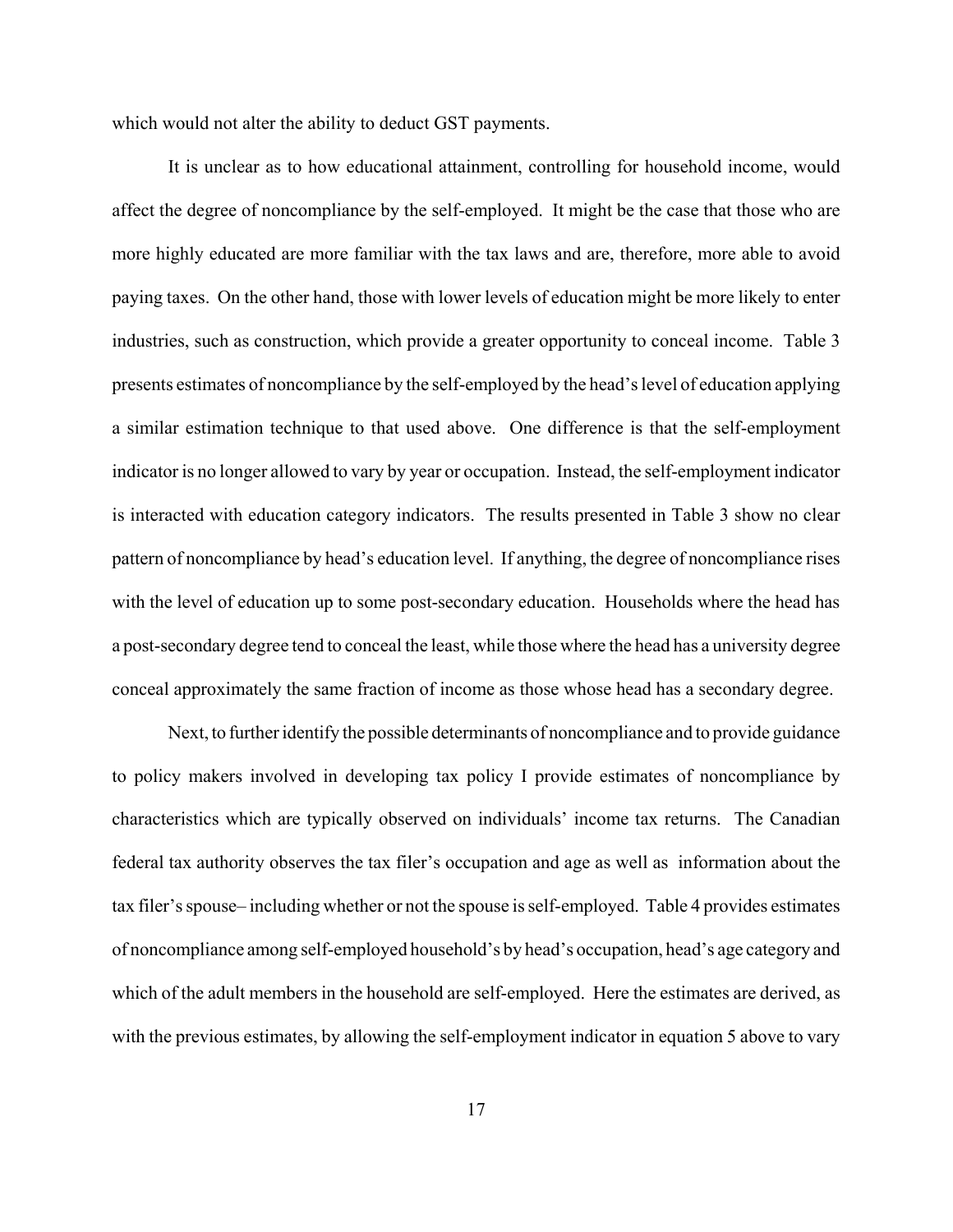which would not alter the ability to deduct GST payments.

It is unclear as to how educational attainment, controlling for household income, would affect the degree of noncompliance by the self-employed. It might be the case that those who are more highly educated are more familiar with the tax laws and are, therefore, more able to avoid paying taxes. On the other hand, those with lower levels of education might be more likely to enter industries, such as construction, which provide a greater opportunity to conceal income. Table 3 presents estimates of noncompliance by the self-employed by the head's level of education applying a similar estimation technique to that used above. One difference is that the self-employment indicator is no longer allowed to vary by year or occupation. Instead, the self-employment indicator is interacted with education category indicators. The results presented in Table 3 show no clear pattern of noncompliance by head's education level. If anything, the degree of noncompliance rises with the level of education up to some post-secondary education. Households where the head has a post-secondary degree tend to conceal the least, while those where the head has a university degree conceal approximately the same fraction of income as those whose head has a secondary degree.

Next, to further identify the possible determinants of noncompliance and to provide guidance to policy makers involved in developing tax policy I provide estimates of noncompliance by characteristics which are typically observed on individuals' income tax returns. The Canadian federal tax authority observes the tax filer's occupation and age as well as information about the tax filer's spouse– including whether or not the spouse is self-employed. Table 4 provides estimates of noncompliance among self-employed household's by head's occupation, head's age category and which of the adult members in the household are self-employed. Here the estimates are derived, as with the previous estimates, by allowing the self-employment indicator in equation 5 above to vary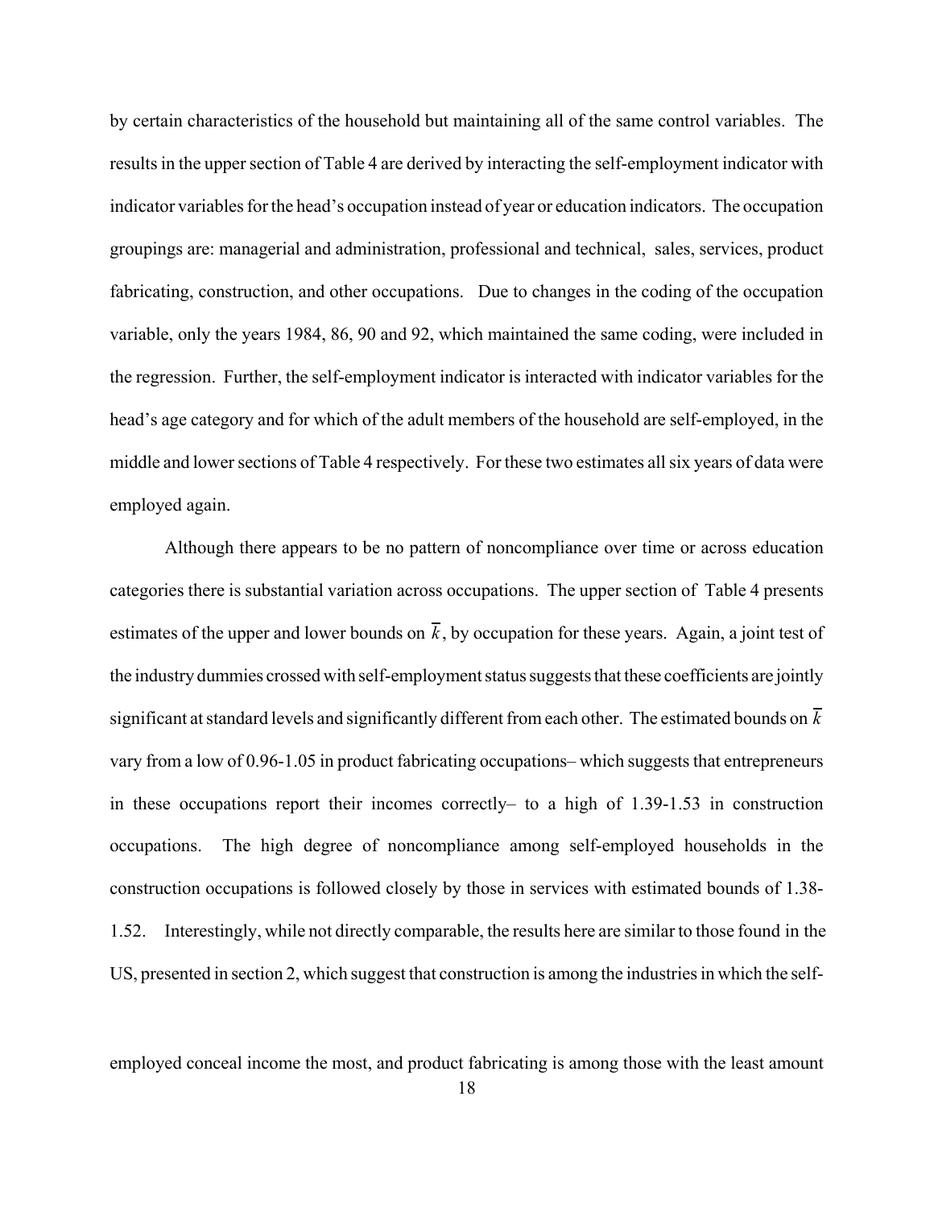by certain characteristics of the household but maintaining all of the same control variables. The results in the upper section of Table 4 are derived by interacting the self-employment indicator with indicator variables for the head's occupation instead of year or education indicators. The occupation groupings are: managerial and administration, professional and technical, sales, services, product fabricating, construction, and other occupations. Due to changes in the coding of the occupation variable, only the years 1984, 86, 90 and 92, which maintained the same coding, were included in the regression. Further, the self-employment indicator is interacted with indicator variables for the head's age category and for which of the adult members of the household are self-employed, in the middle and lower sections of Table 4 respectively. For these two estimates all six years of data were employed again.

Although there appears to be no pattern of noncompliance over time or across education categories there is substantial variation across occupations. The upper section of Table 4 presents estimates of the upper and lower bounds on $\overline{k}$, by occupation for these years. Again, a joint test of the industry dummies crossed with self-employment status suggests that these coefficients are jointly significant at standard levels and significantly different from each other. The estimated bounds on $\overline{k}$ vary from a low of 0.96-1.05 in product fabricating occupations– which suggests that entrepreneurs in these occupations report their incomes correctly– to a high of 1.39-1.53 in construction occupations. The high degree of noncompliance among self-employed households in the construction occupations is followed closely by those in services with estimated bounds of 1.38-1.52. Interestingly, while not directly comparable, the results here are similar to those found in the US, presented in section 2, which suggest that construction is among the industries in which the self-employed conceal income the most, and product fabricating is among those with the least amount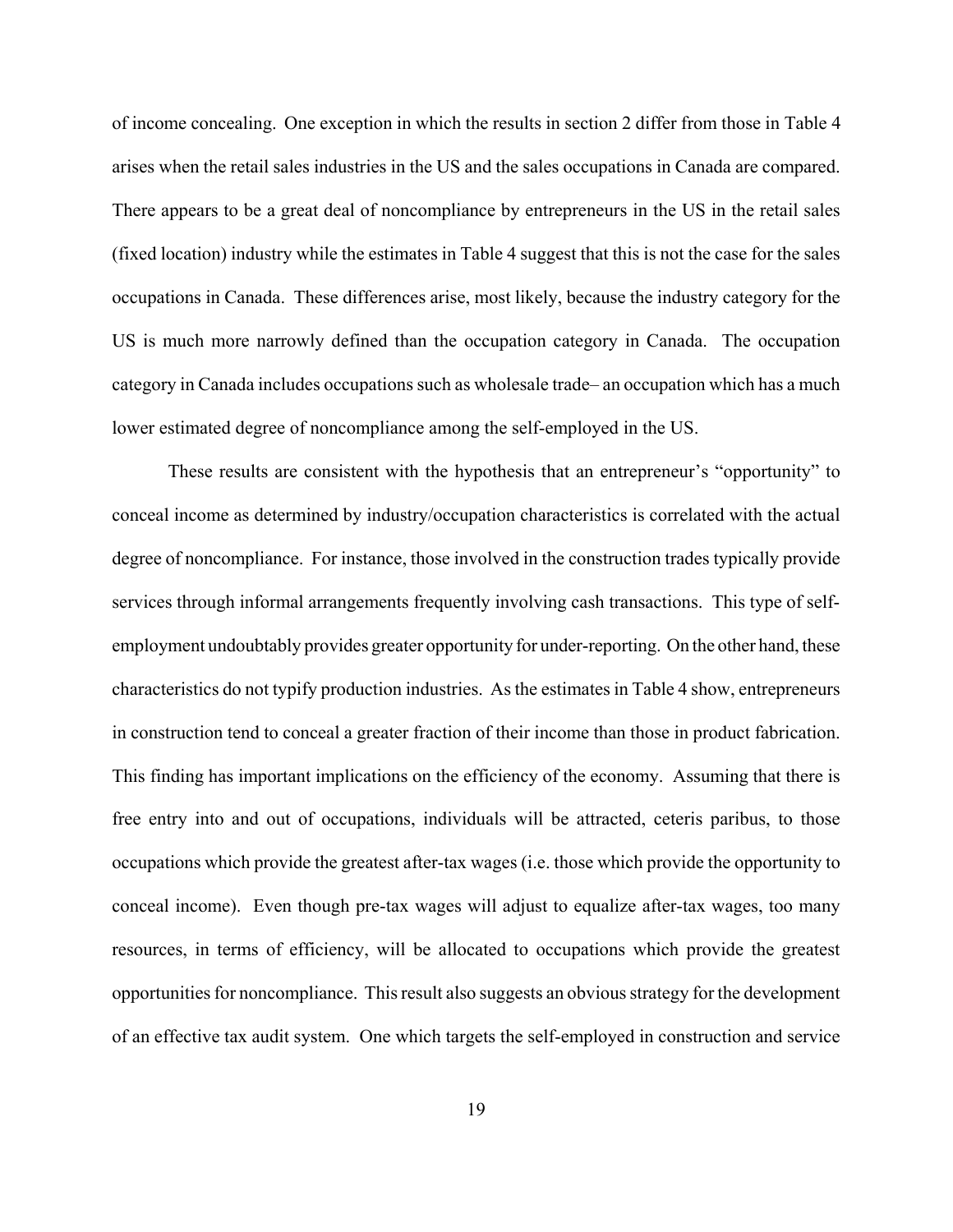of income concealing. One exception in which the results in section 2 differ from those in Table 4 arises when the retail sales industries in the US and the sales occupations in Canada are compared. There appears to be a great deal of noncompliance by entrepreneurs in the US in the retail sales (fixed location) industry while the estimates in Table 4 suggest that this is not the case for the sales occupations in Canada. These differences arise, most likely, because the industry category for the US is much more narrowly defined than the occupation category in Canada. The occupation category in Canada includes occupations such as wholesale trade– an occupation which has a much lower estimated degree of noncompliance among the self-employed in the US.

These results are consistent with the hypothesis that an entrepreneur's "opportunity" to conceal income as determined by industry/occupation characteristics is correlated with the actual degree of noncompliance. For instance, those involved in the construction trades typically provide services through informal arrangements frequently involving cash transactions. This type of self-employment undoubtably provides greater opportunity for under-reporting. On the other hand, these characteristics do not typify production industries. As the estimates in Table 4 show, entrepreneurs in construction tend to conceal a greater fraction of their income than those in product fabrication. This finding has important implications on the efficiency of the economy. Assuming that there is free entry into and out of occupations, individuals will be attracted, ceteris paribus, to those occupations which provide the greatest after-tax wages (i.e. those which provide the opportunity to conceal income). Even though pre-tax wages will adjust to equalize after-tax wages, too many resources, in terms of efficiency, will be allocated to occupations which provide the greatest opportunities for noncompliance. This result also suggests an obvious strategy for the development of an effective tax audit system. One which targets the self-employed in construction and service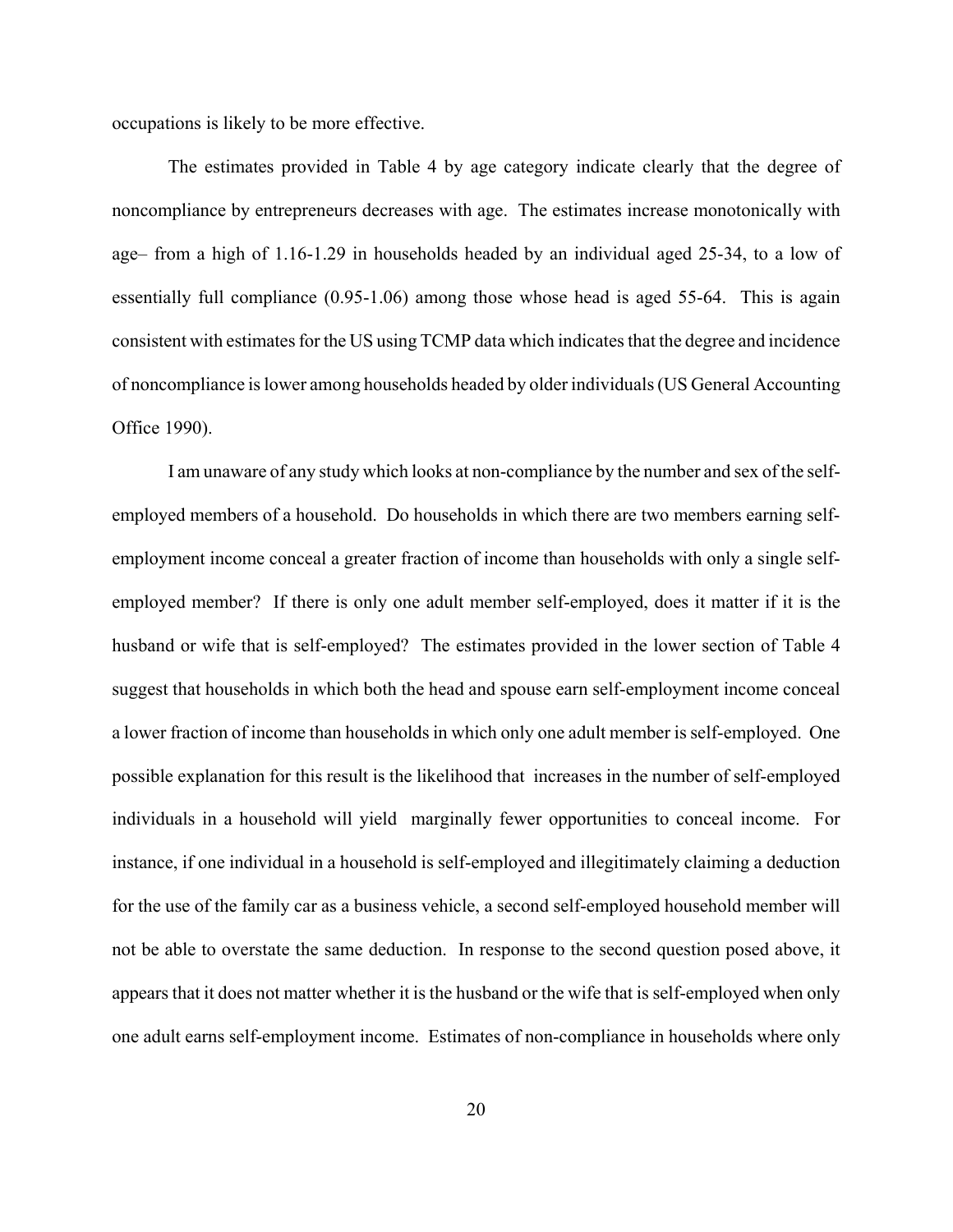occupations is likely to be more effective.

The estimates provided in Table 4 by age category indicate clearly that the degree of noncompliance by entrepreneurs decreases with age. The estimates increase monotonically with age– from a high of 1.16-1.29 in households headed by an individual aged 25-34, to a low of essentially full compliance (0.95-1.06) among those whose head is aged 55-64. This is again consistent with estimates for the US using TCMP data which indicates that the degree and incidence of noncompliance is lower among households headed by older individuals (US General Accounting Office 1990).

I am unaware of any study which looks at non-compliance by the number and sex of the self-employed members of a household. Do households in which there are two members earning self-employment income conceal a greater fraction of income than households with only a single self-employed member? If there is only one adult member self-employed, does it matter if it is the husband or wife that is self-employed? The estimates provided in the lower section of Table 4 suggest that households in which both the head and spouse earn self-employment income conceal a lower fraction of income than households in which only one adult member is self-employed. One possible explanation for this result is the likelihood that increases in the number of self-employed individuals in a household will yield marginally fewer opportunities to conceal income. For instance, if one individual in a household is self-employed and illegitimately claiming a deduction for the use of the family car as a business vehicle, a second self-employed household member will not be able to overstate the same deduction. In response to the second question posed above, it appears that it does not matter whether it is the husband or the wife that is self-employed when only one adult earns self-employment income. Estimates of non-compliance in households where only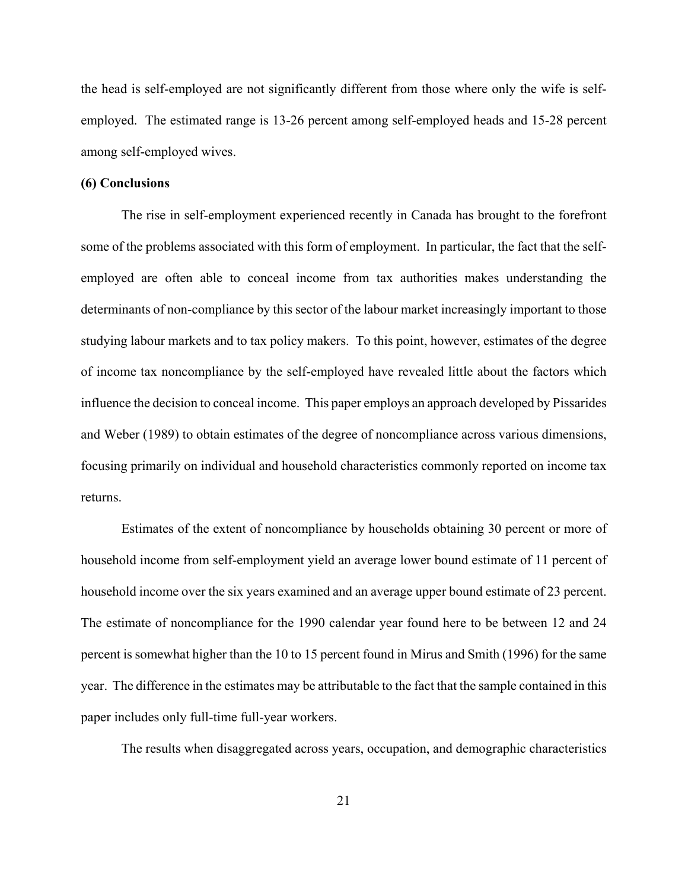the head is self-employed are not significantly different from those where only the wife is self-employed. The estimated range is 13-26 percent among self-employed heads and 15-28 percent among self-employed wives.

**(6) Conclusions**

The rise in self-employment experienced recently in Canada has brought to the forefront some of the problems associated with this form of employment. In particular, the fact that the self-employed are often able to conceal income from tax authorities makes understanding the determinants of non-compliance by this sector of the labour market increasingly important to those studying labour markets and to tax policy makers. To this point, however, estimates of the degree of income tax noncompliance by the self-employed have revealed little about the factors which influence the decision to conceal income. This paper employs an approach developed by Pissarides and Weber (1989) to obtain estimates of the degree of noncompliance across various dimensions, focusing primarily on individual and household characteristics commonly reported on income tax returns.

Estimates of the extent of noncompliance by households obtaining 30 percent or more of household income from self-employment yield an average lower bound estimate of 11 percent of household income over the six years examined and an average upper bound estimate of 23 percent. The estimate of noncompliance for the 1990 calendar year found here to be between 12 and 24 percent is somewhat higher than the 10 to 15 percent found in Mirus and Smith (1996) for the same year. The difference in the estimates may be attributable to the fact that the sample contained in this paper includes only full-time full-year workers.

The results when disaggregated across years, occupation, and demographic characteristics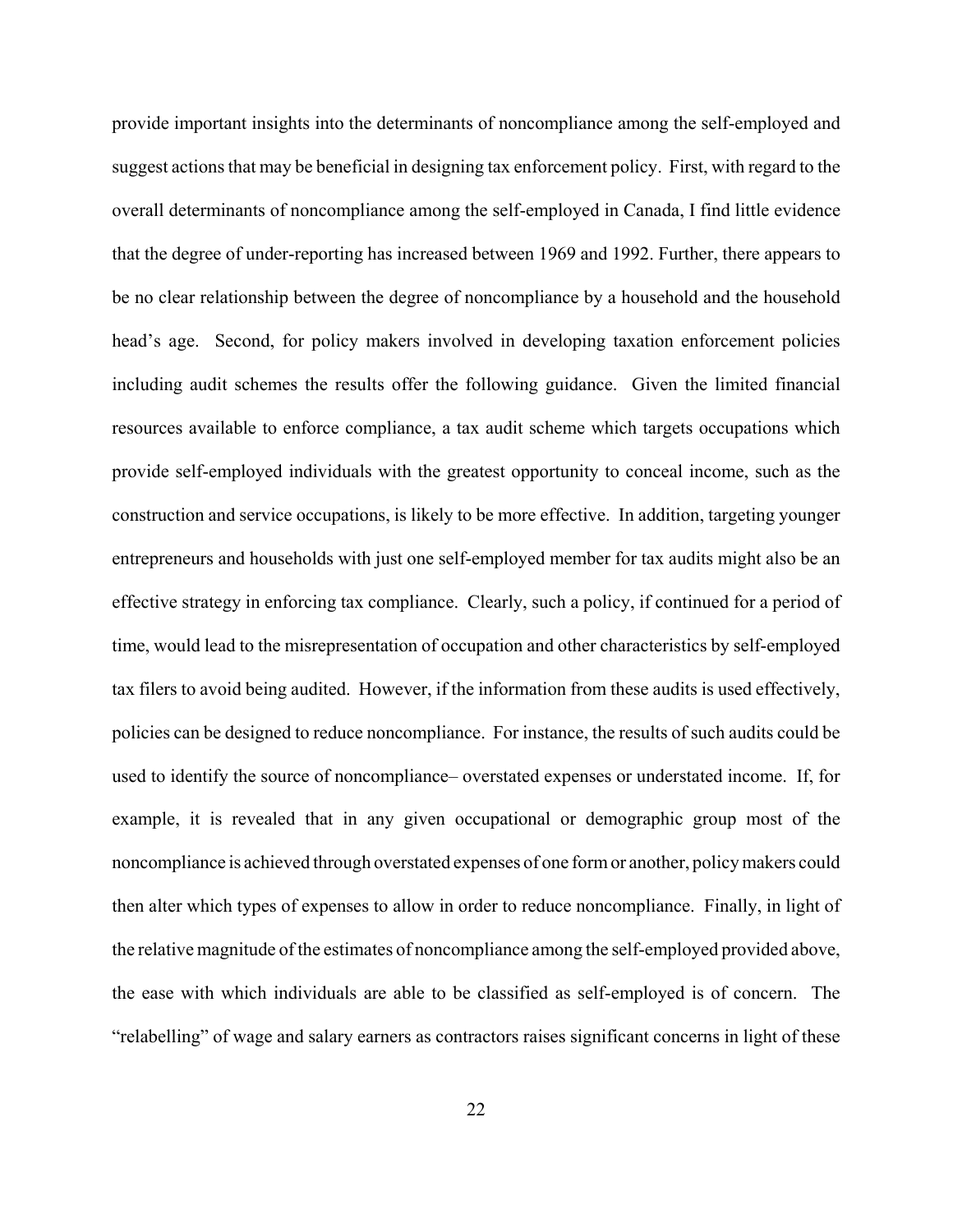provide important insights into the determinants of noncompliance among the self-employed and suggest actions that may be beneficial in designing tax enforcement policy. First, with regard to the overall determinants of noncompliance among the self-employed in Canada, I find little evidence that the degree of under-reporting has increased between 1969 and 1992. Further, there appears to be no clear relationship between the degree of noncompliance by a household and the household head's age. Second, for policy makers involved in developing taxation enforcement policies including audit schemes the results offer the following guidance. Given the limited financial resources available to enforce compliance, a tax audit scheme which targets occupations which provide self-employed individuals with the greatest opportunity to conceal income, such as the construction and service occupations, is likely to be more effective. In addition, targeting younger entrepreneurs and households with just one self-employed member for tax audits might also be an effective strategy in enforcing tax compliance. Clearly, such a policy, if continued for a period of time, would lead to the misrepresentation of occupation and other characteristics by self-employed tax filers to avoid being audited. However, if the information from these audits is used effectively, policies can be designed to reduce noncompliance. For instance, the results of such audits could be used to identify the source of noncompliance– overstated expenses or understated income. If, for example, it is revealed that in any given occupational or demographic group most of the noncompliance is achieved through overstated expenses of one form or another, policy makers could then alter which types of expenses to allow in order to reduce noncompliance. Finally, in light of the relative magnitude of the estimates of noncompliance among the self-employed provided above, the ease with which individuals are able to be classified as self-employed is of concern. The "relabelling" of wage and salary earners as contractors raises significant concerns in light of these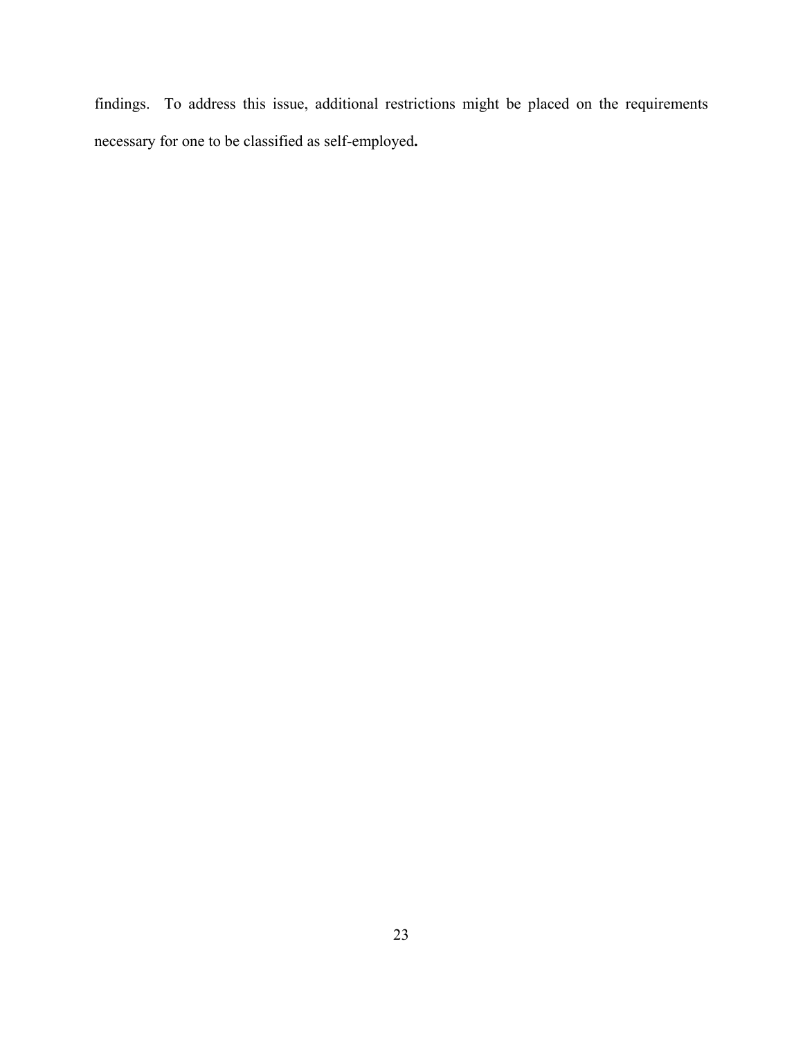findings. To address this issue, additional restrictions might be placed on the requirements necessary for one to be classified as self-employed**.**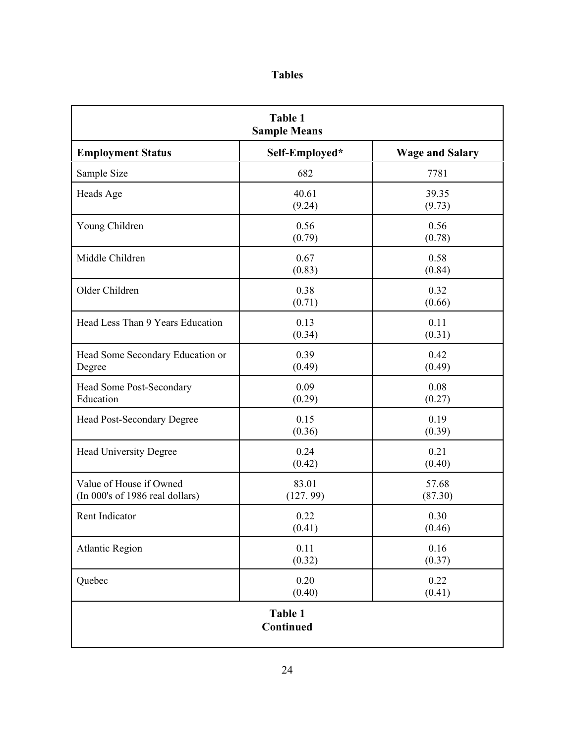## Tables

**Table 1**
**Sample Means**

| Employment Status | Self-Employed* | Wage and Salary |
|---|---|---|
| Sample Size | 682 | 7781 |
| Heads Age | 40.61<br>(9.24) | 39.35<br>(9.73) |
| Young Children | 0.56<br>(0.79) | 0.56<br>(0.78) |
| Middle Children | 0.67<br>(0.83) | 0.58<br>(0.84) |
| Older Children | 0.38<br>(0.71) | 0.32<br>(0.66) |
| Head Less Than 9 Years Education | 0.13<br>(0.34) | 0.11<br>(0.31) |
| Head Some Secondary Education or Degree | 0.39<br>(0.49) | 0.42<br>(0.49) |
| Head Some Post-Secondary Education | 0.09<br>(0.29) | 0.08<br>(0.27) |
| Head Post-Secondary Degree | 0.15<br>(0.36) | 0.19<br>(0.39) |
| Head University Degree | 0.24<br>(0.42) | 0.21<br>(0.40) |
| Value of House if Owned (In 000's of 1986 real dollars) | 83.01<br>(127. 99) | 57.68<br>(87.30) |
| Rent Indicator | 0.22<br>(0.41) | 0.30<br>(0.46) |
| Atlantic Region | 0.11<br>(0.32) | 0.16<br>(0.37) |
| Quebec | 0.20<br>(0.40) | 0.22<br>(0.41) |

**Table 1**
**Continued**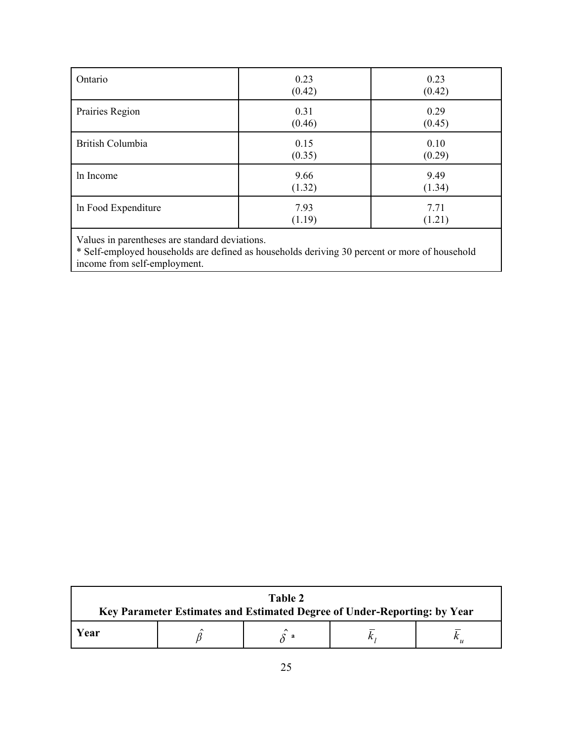| | | |
|---|---|---|
| Ontario | 0.23<br>(0.42) | 0.23<br>(0.42) |
| Prairies Region | 0.31<br>(0.46) | 0.29<br>(0.45) |
| British Columbia | 0.15<br>(0.35) | 0.10<br>(0.29) |
| ln Income | 9.66<br>(1.32) | 9.49<br>(1.34) |
| ln Food Expenditure | 7.93<br>(1.19) | 7.71<br>(1.21) |

Values in parentheses are standard deviations.
* Self-employed households are defined as households deriving 30 percent or more of household income from self-employment.

**Table 2**
**Key Parameter Estimates and Estimated Degree of Under-Reporting: by Year**

| Year | $\hat{\beta}$ | $\hat{\delta}$ [a] | $\bar{k}_l$ | $\bar{k}_u$ |
|---|---|---|---|---|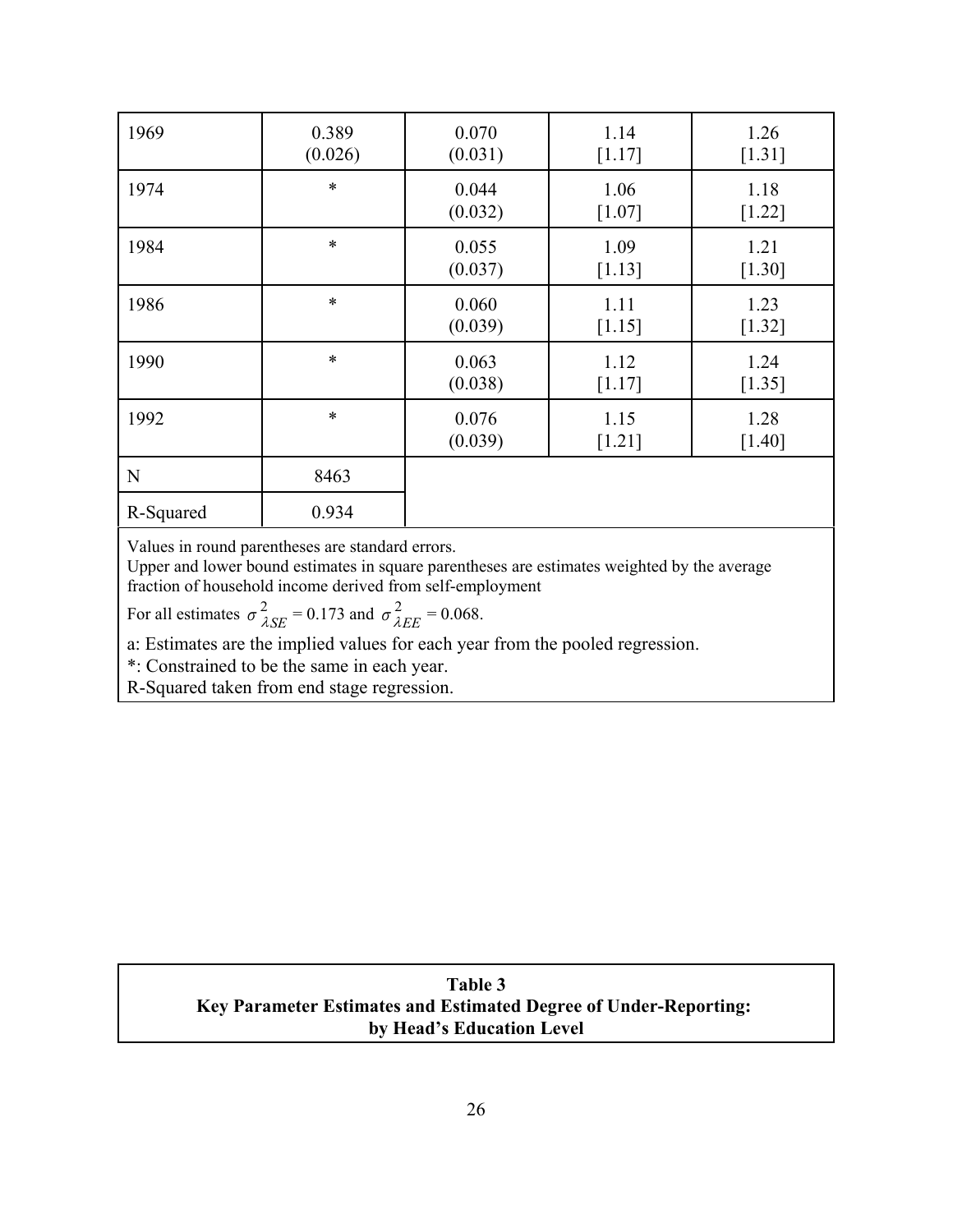| | | | | |
|---|---|---|---|---|
| 1969 | 0.389<br>(0.026) | 0.070<br>(0.031) | 1.14<br>[1.17] | 1.26<br>[1.31] |
| 1974 | * | 0.044<br>(0.032) | 1.06<br>[1.07] | 1.18<br>[1.22] |
| 1984 | * | 0.055<br>(0.037) | 1.09<br>[1.13] | 1.21<br>[1.30] |
| 1986 | * | 0.060<br>(0.039) | 1.11<br>[1.15] | 1.23<br>[1.32] |
| 1990 | * | 0.063<br>(0.038) | 1.12<br>[1.17] | 1.24<br>[1.35] |
| 1992 | * | 0.076<br>(0.039) | 1.15<br>[1.21] | 1.28<br>[1.40] |
| N | 8463 | | | |
| R-Squared | 0.934 | | | |

Values in round parentheses are standard errors.
Upper and lower bound estimates in square parentheses are estimates weighted by the average fraction of household income derived from self-employment

For all estimates $\sigma^2_{\lambda SE} = 0.173$ and $\sigma^2_{\lambda EE} = 0.068$.

a: Estimates are the implied values for each year from the pooled regression.
*: Constrained to be the same in each year.
R-Squared taken from end stage regression.

**Table 3**
**Key Parameter Estimates and Estimated Degree of Under-Reporting: by Head's Education Level**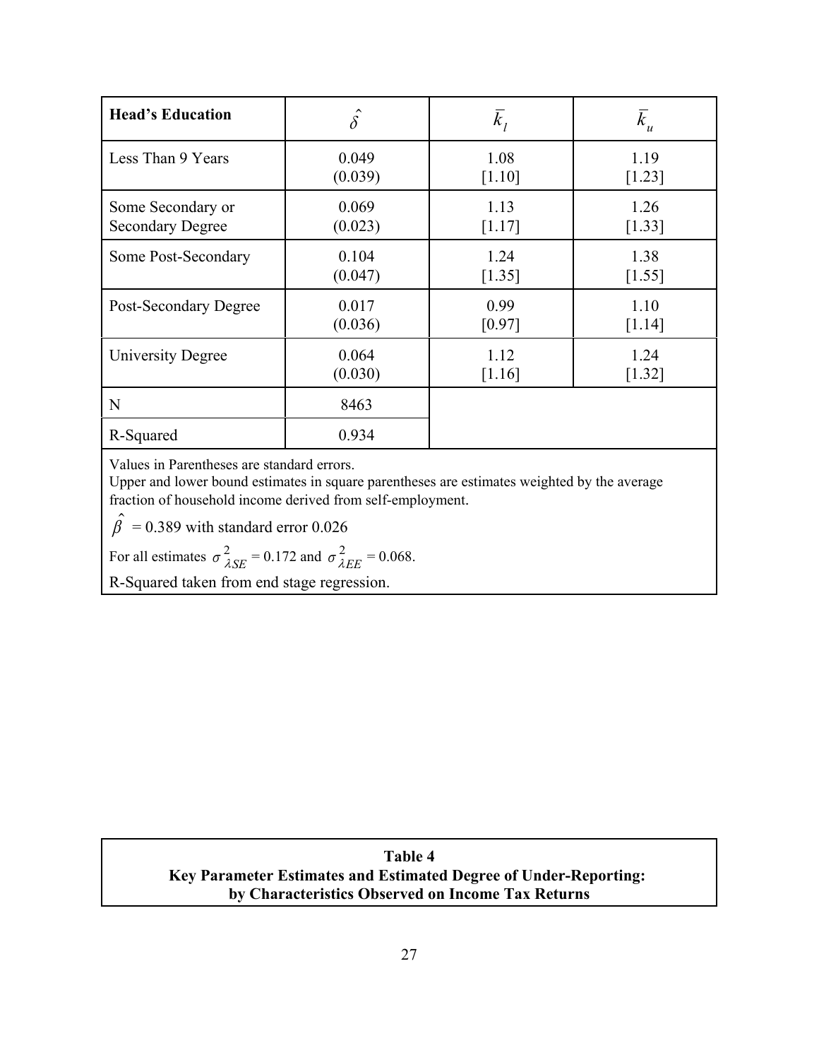| Head's Education | $\hat{\delta}$ | $\bar{k}_l$ | $\bar{k}_u$ |
|---|---|---|---|
| Less Than 9 Years | 0.049 (0.039) | 1.08 [1.10] | 1.19 [1.23] |
| Some Secondary or Secondary Degree | 0.069 (0.023) | 1.13 [1.17] | 1.26 [1.33] |
| Some Post-Secondary | 0.104 (0.047) | 1.24 [1.35] | 1.38 [1.55] |
| Post-Secondary Degree | 0.017 (0.036) | 0.99 [0.97] | 1.10 [1.14] |
| University Degree | 0.064 (0.030) | 1.12 [1.16] | 1.24 [1.32] |
| N | 8463 | | |
| R-Squared | 0.934 | | |

Values in Parentheses are standard errors.
Upper and lower bound estimates in square parentheses are estimates weighted by the average fraction of household income derived from self-employment.

$\hat{\beta}$ = 0.389 with standard error 0.026

For all estimates $\sigma^2_{\lambda SE}$ = 0.172 and $\sigma^2_{\lambda EE}$ = 0.068.

R-Squared taken from end stage regression.

**Table 4**
**Key Parameter Estimates and Estimated Degree of Under-Reporting: by Characteristics Observed on Income Tax Returns**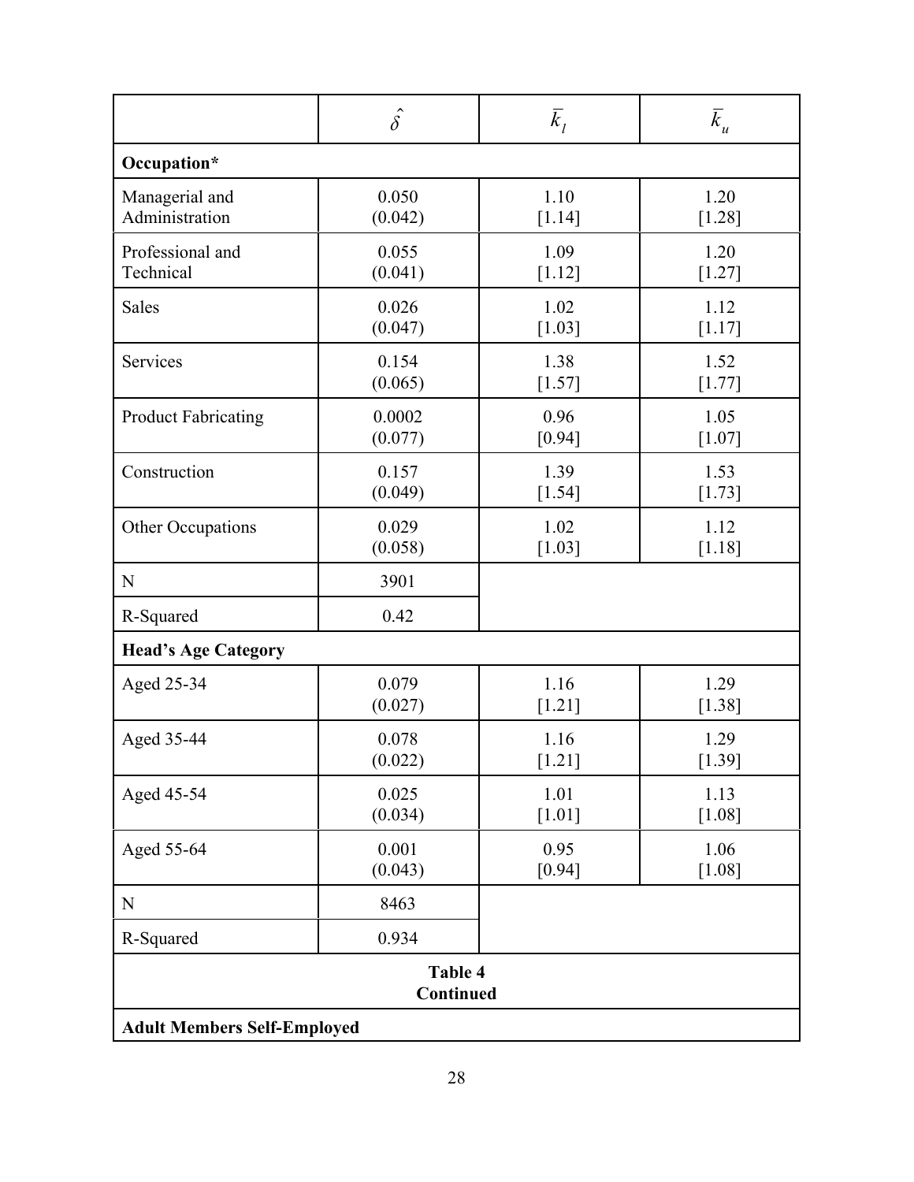| | $\hat{\delta}$ | $\bar{k}_l$ | $\bar{k}_u$ |
|---|---|---|---|
| **Occupation*** | | | |
| Managerial and Administration | 0.050<br>(0.042) | 1.10<br>[1.14] | 1.20<br>[1.28] |
| Professional and Technical | 0.055<br>(0.041) | 1.09<br>[1.12] | 1.20<br>[1.27] |
| Sales | 0.026<br>(0.047) | 1.02<br>[1.03] | 1.12<br>[1.17] |
| Services | 0.154<br>(0.065) | 1.38<br>[1.57] | 1.52<br>[1.77] |
| Product Fabricating | 0.0002<br>(0.077) | 0.96<br>[0.94] | 1.05<br>[1.07] |
| Construction | 0.157<br>(0.049) | 1.39<br>[1.54] | 1.53<br>[1.73] |
| Other Occupations | 0.029<br>(0.058) | 1.02<br>[1.03] | 1.12<br>[1.18] |
| N | 3901 | | |
| R-Squared | 0.42 | | |
| **Head's Age Category** | | | |
| Aged 25-34 | 0.079<br>(0.027) | 1.16<br>[1.21] | 1.29<br>[1.38] |
| Aged 35-44 | 0.078<br>(0.022) | 1.16<br>[1.21] | 1.29<br>[1.39] |
| Aged 45-54 | 0.025<br>(0.034) | 1.01<br>[1.01] | 1.13<br>[1.08] |
| Aged 55-64 | 0.001<br>(0.043) | 0.95<br>[0.94] | 1.06<br>[1.08] |
| N | 8463 | | |
| R-Squared | 0.934 | | |

**Table 4**
**Continued**

**Adult Members Self-Employed**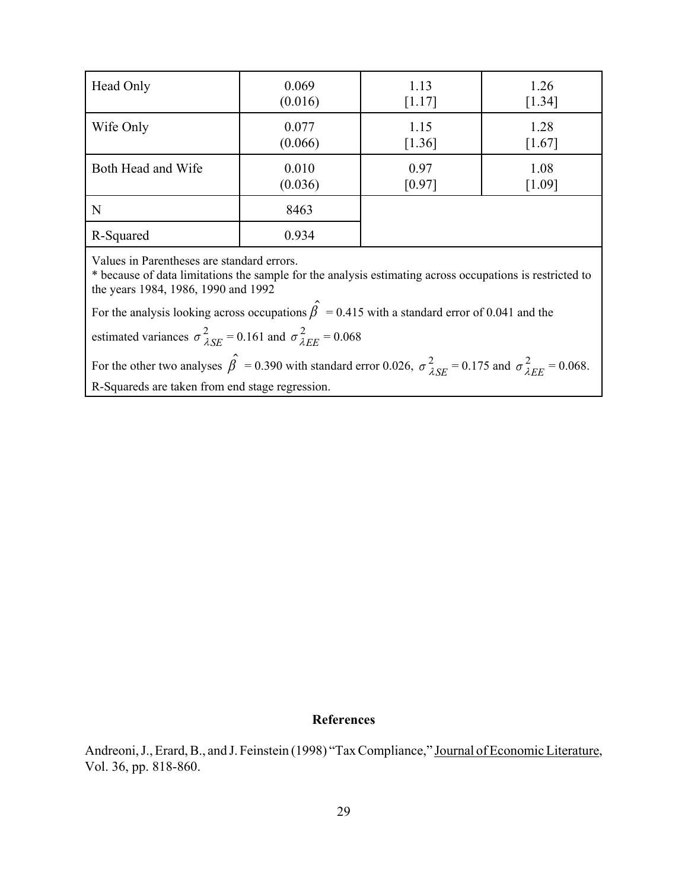| | | | |
|---|---|---|---|
| Head Only | 0.069<br>(0.016) | 1.13<br>[1.17] | 1.26<br>[1.34] |
| Wife Only | 0.077<br>(0.066) | 1.15<br>[1.36] | 1.28<br>[1.67] |
| Both Head and Wife | 0.010<br>(0.036) | 0.97<br>[0.97] | 1.08<br>[1.09] |
| N | 8463 | | |
| R-Squared | 0.934 | | |

Values in Parentheses are standard errors.
* because of data limitations the sample for the analysis estimating across occupations is restricted to the years 1984, 1986, 1990 and 1992

For the analysis looking across occupations $\hat{\beta}$ = 0.415 with a standard error of 0.041 and the estimated variances $\sigma^2_{\lambda SE}$ = 0.161 and $\sigma^2_{\lambda EE}$ = 0.068

For the other two analyses $\hat{\beta}$ = 0.390 with standard error 0.026, $\sigma^2_{\lambda SE}$ = 0.175 and $\sigma^2_{\lambda EE}$ = 0.068.

R-Squareds are taken from end stage regression.

## References

Andreoni, J., Erard, B., and J. Feinstein (1998) "Tax Compliance," Journal of Economic Literature, Vol. 36, pp. 818-860.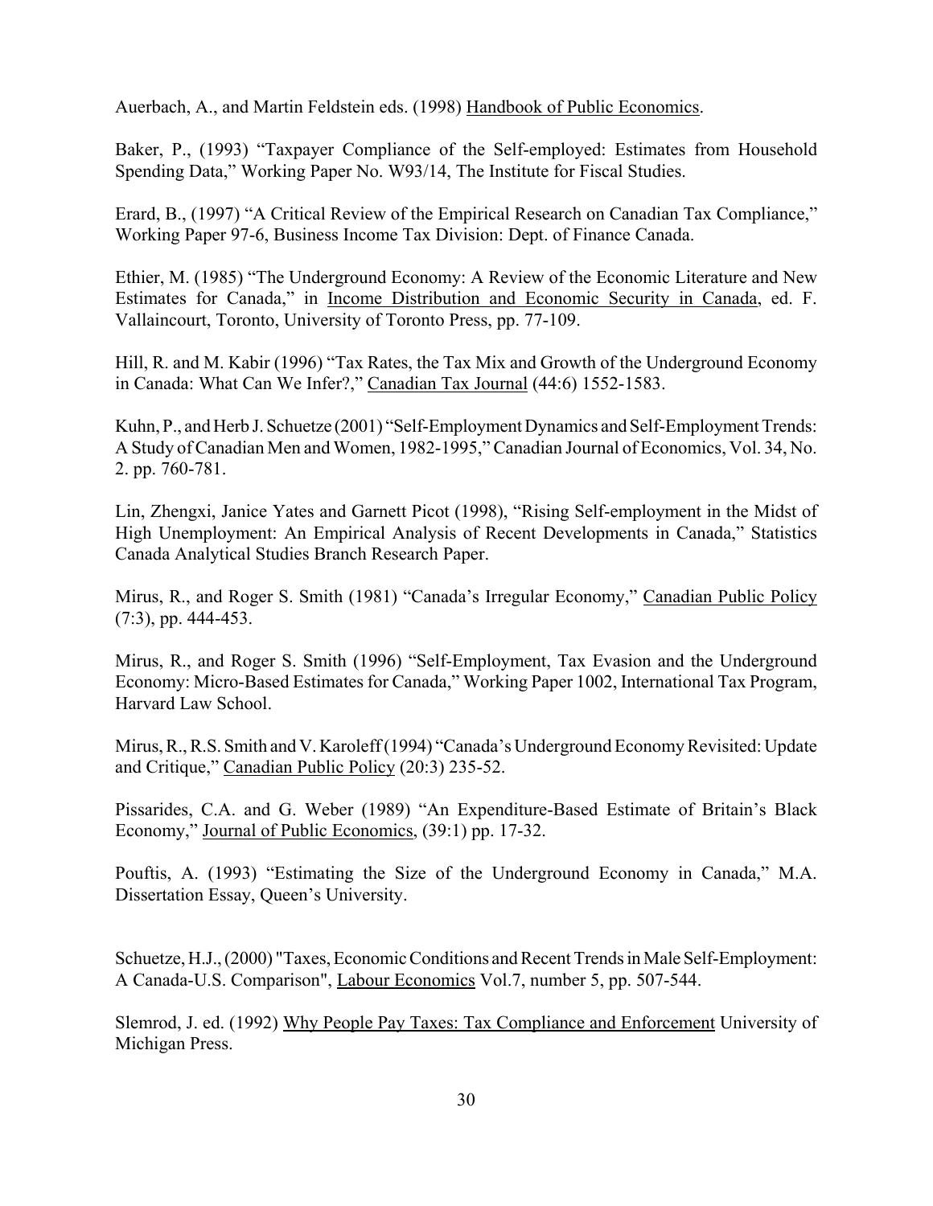Auerbach, A., and Martin Feldstein eds. (1998) Handbook of Public Economics.

Baker, P., (1993) "Taxpayer Compliance of the Self-employed: Estimates from Household Spending Data," Working Paper No. W93/14, The Institute for Fiscal Studies.

Erard, B., (1997) "A Critical Review of the Empirical Research on Canadian Tax Compliance," Working Paper 97-6, Business Income Tax Division: Dept. of Finance Canada.

Ethier, M. (1985) "The Underground Economy: A Review of the Economic Literature and New Estimates for Canada," in Income Distribution and Economic Security in Canada, ed. F. Vallaincourt, Toronto, University of Toronto Press, pp. 77-109.

Hill, R. and M. Kabir (1996) "Tax Rates, the Tax Mix and Growth of the Underground Economy in Canada: What Can We Infer?," Canadian Tax Journal (44:6) 1552-1583.

Kuhn, P., and Herb J. Schuetze (2001) "Self-Employment Dynamics and Self-Employment Trends: A Study of Canadian Men and Women, 1982-1995," Canadian Journal of Economics, Vol. 34, No. 2. pp. 760-781.

Lin, Zhengxi, Janice Yates and Garnett Picot (1998), "Rising Self-employment in the Midst of High Unemployment: An Empirical Analysis of Recent Developments in Canada," Statistics Canada Analytical Studies Branch Research Paper.

Mirus, R., and Roger S. Smith (1981) "Canada's Irregular Economy," Canadian Public Policy (7:3), pp. 444-453.

Mirus, R., and Roger S. Smith (1996) "Self-Employment, Tax Evasion and the Underground Economy: Micro-Based Estimates for Canada," Working Paper 1002, International Tax Program, Harvard Law School.

Mirus, R., R.S. Smith and V. Karoleff (1994) "Canada's Underground Economy Revisited: Update and Critique," Canadian Public Policy (20:3) 235-52.

Pissarides, C.A. and G. Weber (1989) "An Expenditure-Based Estimate of Britain's Black Economy," Journal of Public Economics, (39:1) pp. 17-32.

Pouftis, A. (1993) "Estimating the Size of the Underground Economy in Canada," M.A. Dissertation Essay, Queen's University.

Schuetze, H.J., (2000) "Taxes, Economic Conditions and Recent Trends in Male Self-Employment: A Canada-U.S. Comparison", Labour Economics Vol.7, number 5, pp. 507-544.

Slemrod, J. ed. (1992) Why People Pay Taxes: Tax Compliance and Enforcement University of Michigan Press.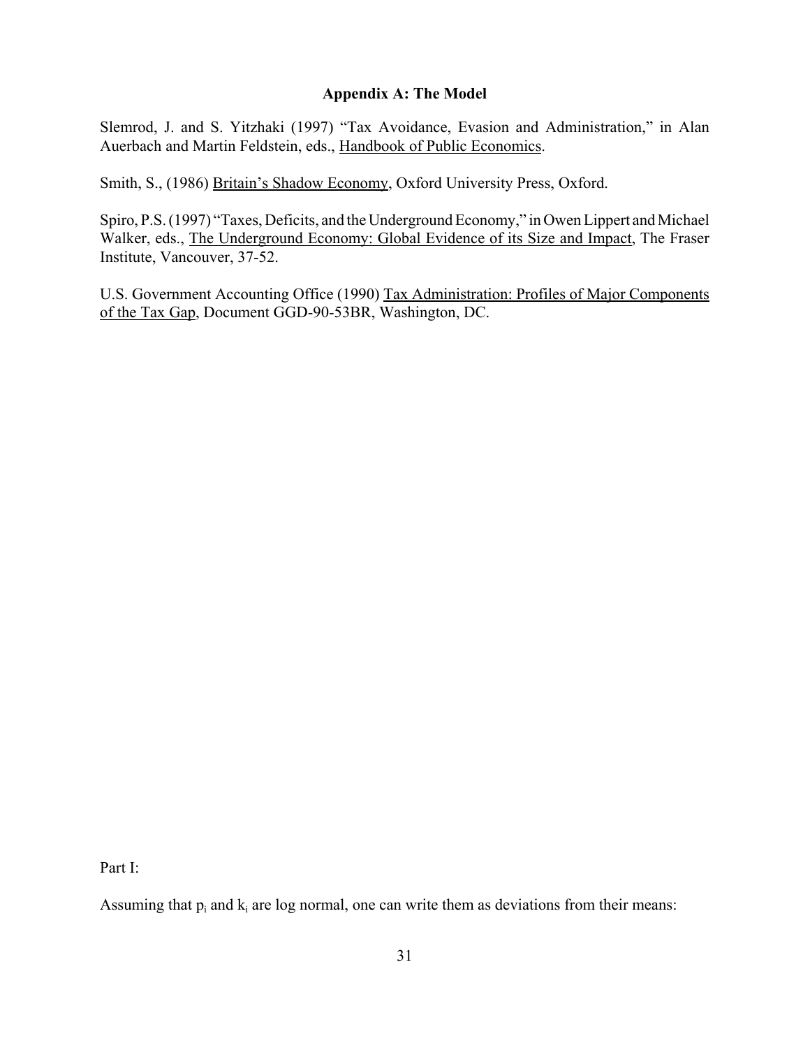## Appendix A: The Model

Slemrod, J. and S. Yitzhaki (1997) "Tax Avoidance, Evasion and Administration," in Alan Auerbach and Martin Feldstein, eds., Handbook of Public Economics.

Smith, S., (1986) Britain's Shadow Economy, Oxford University Press, Oxford.

Spiro, P.S. (1997) "Taxes, Deficits, and the Underground Economy," in Owen Lippert and Michael Walker, eds., The Underground Economy: Global Evidence of its Size and Impact, The Fraser Institute, Vancouver, 37-52.

U.S. Government Accounting Office (1990) Tax Administration: Profiles of Major Components of the Tax Gap, Document GGD-90-53BR, Washington, DC.

Part I:

Assuming that $p_i$ and $k_i$ are log normal, one can write them as deviations from their means: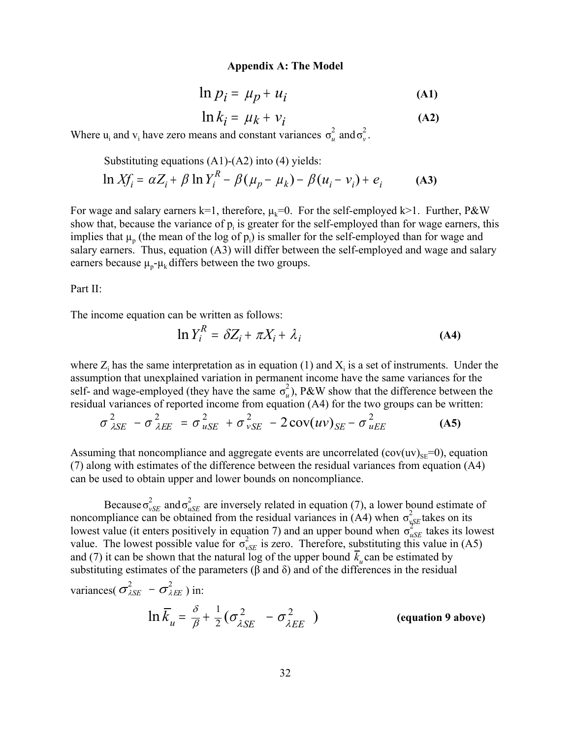**Appendix A: The Model**

$$\ln p_i = \mu_p + u_i \tag{A1}$$

$$\ln k_i = \mu_k + v_i \tag{A2}$$

Where $u_i$ and $v_i$ have zero means and constant variances $\sigma_u^2$ and $\sigma_v^2$.

Substituting equations (A1)-(A2) into (4) yields:

$$\ln Xf_i = \alpha Z_i + \beta \ln Y_i^R - \beta(\mu_p - \mu_k) - \beta(u_i - v_i) + e_i \tag{A3}$$

For wage and salary earners k=1, therefore, $\mu_k$=0. For the self-employed k>1. Further, P&W show that, because the variance of $p_i$ is greater for the self-employed than for wage earners, this implies that $\mu_p$ (the mean of the log of $p_i$) is smaller for the self-employed than for wage and salary earners. Thus, equation (A3) will differ between the self-employed and wage and salary earners because $\mu_p$-$\mu_k$ differs between the two groups.

Part II:

The income equation can be written as follows:

$$\ln Y_i^R = \delta Z_i + \pi X_i + \lambda_i \tag{A4}$$

where $Z_i$ has the same interpretation as in equation (1) and $X_i$ is a set of instruments. Under the assumption that unexplained variation in permanent income have the same variances for the self- and wage-employed (they have the same $\sigma_u^2$), P&W show that the difference between the residual variances of reported income from equation (A4) for the two groups can be written:

$$\sigma_{\lambda SE}^2 - \sigma_{\lambda EE}^2 = \sigma_{uSE}^2 + \sigma_{vSE}^2 - 2\,\mathrm{cov}(uv)_{SE} - \sigma_{uEE}^2 \tag{A5}$$

Assuming that noncompliance and aggregate events are uncorrelated ($\mathrm{cov}(uv)_{SE}$=0), equation (7) along with estimates of the difference between the residual variances from equation (A4) can be used to obtain upper and lower bounds on noncompliance.

Because $\sigma_{vSE}^2$ and $\sigma_{uSE}^2$ are inversely related in equation (7), a lower bound estimate of noncompliance can be obtained from the residual variances in (A4) when $\sigma_{vSE}^2$ takes on its lowest value (it enters positively in equation 7) and an upper bound when $\sigma_{uSE}^2$ takes its lowest value. The lowest possible value for $\sigma_{vSE}^2$ is zero. Therefore, substituting this value in (A5) and (7) it can be shown that the natural log of the upper bound $\bar{k}_u$ can be estimated by substituting estimates of the parameters ($\beta$ and $\delta$) and of the differences in the residual variances($\sigma_{\lambda SE}^2 - \sigma_{\lambda EE}^2$) in:

$$\ln \bar{k}_u = \frac{\delta}{\beta} + \frac{1}{2}(\sigma_{\lambda SE}^2 - \sigma_{\lambda EE}^2) \qquad \textbf{(equation 9 above)}$$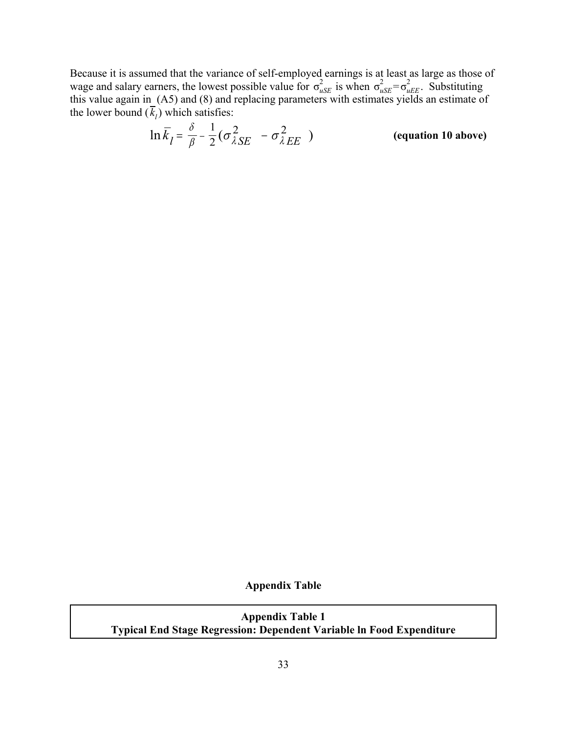Because it is assumed that the variance of self-employed earnings is at least as large as those of wage and salary earners, the lowest possible value for $\sigma^2_{uSE}$ is when $\sigma^2_{uSE}=\sigma^2_{uEE}$. Substituting this value again in (A5) and (8) and replacing parameters with estimates yields an estimate of the lower bound ($\bar{k}_l$) which satisfies:

$$\ln \bar{k}_l = \frac{\delta}{\beta} - \frac{1}{2}(\sigma^2_{\lambda SE} - \sigma^2_{\lambda EE}) \qquad \textbf{(equation 10 above)}$$

**Appendix Table**

| **Appendix Table 1** |
|---|
| **Typical End Stage Regression: Dependent Variable ln Food Expenditure** |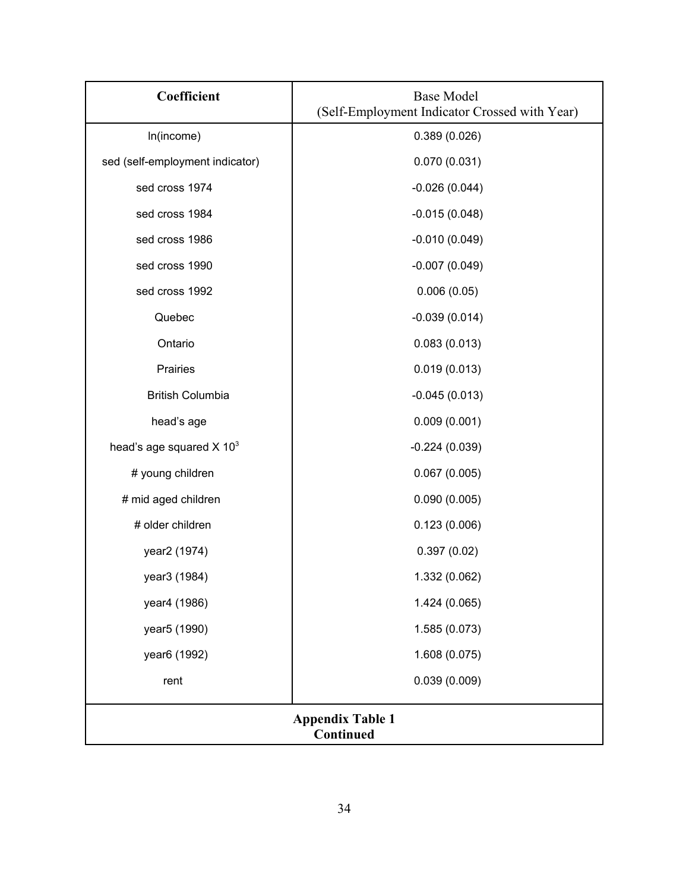| Coefficient | Base Model (Self-Employment Indicator Crossed with Year) |
|---|---|
| ln(income) | 0.389 (0.026) |
| sed (self-employment indicator) | 0.070 (0.031) |
| sed cross 1974 | -0.026 (0.044) |
| sed cross 1984 | -0.015 (0.048) |
| sed cross 1986 | -0.010 (0.049) |
| sed cross 1990 | -0.007 (0.049) |
| sed cross 1992 | 0.006 (0.05) |
| Quebec | -0.039 (0.014) |
| Ontario | 0.083 (0.013) |
| Prairies | 0.019 (0.013) |
| British Columbia | -0.045 (0.013) |
| head's age | 0.009 (0.001) |
| head's age squared X $10^3$ | -0.224 (0.039) |
| # young children | 0.067 (0.005) |
| # mid aged children | 0.090 (0.005) |
| # older children | 0.123 (0.006) |
| year2 (1974) | 0.397 (0.02) |
| year3 (1984) | 1.332 (0.062) |
| year4 (1986) | 1.424 (0.065) |
| year5 (1990) | 1.585 (0.073) |
| year6 (1992) | 1.608 (0.075) |
| rent | 0.039 (0.009) |

**Appendix Table 1**
**Continued**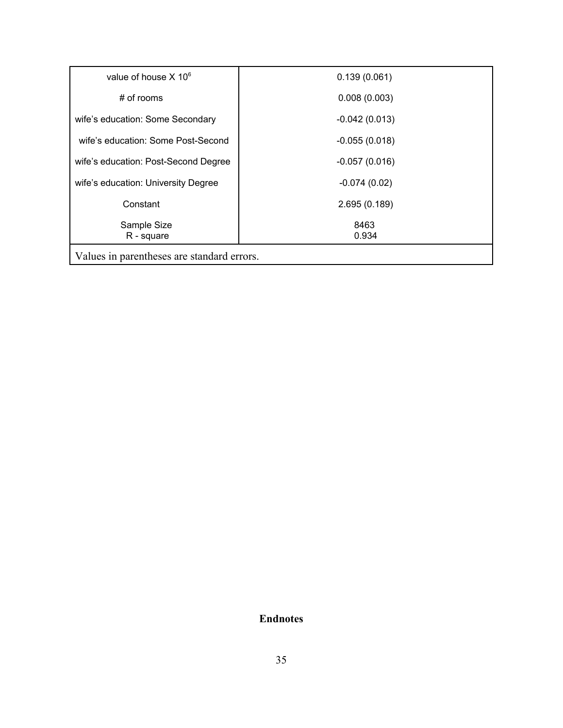| | |
|---|---|
| value of house X $10^6$ | 0.139 (0.061) |
| # of rooms | 0.008 (0.003) |
| wife's education: Some Secondary | -0.042 (0.013) |
| wife's education: Some Post-Second | -0.055 (0.018) |
| wife's education: Post-Second Degree | -0.057 (0.016) |
| wife's education: University Degree | -0.074 (0.02) |
| Constant | 2.695 (0.189) |
| Sample Size | 8463 |
| R - square | 0.934 |

Values in parentheses are standard errors.

**Endnotes**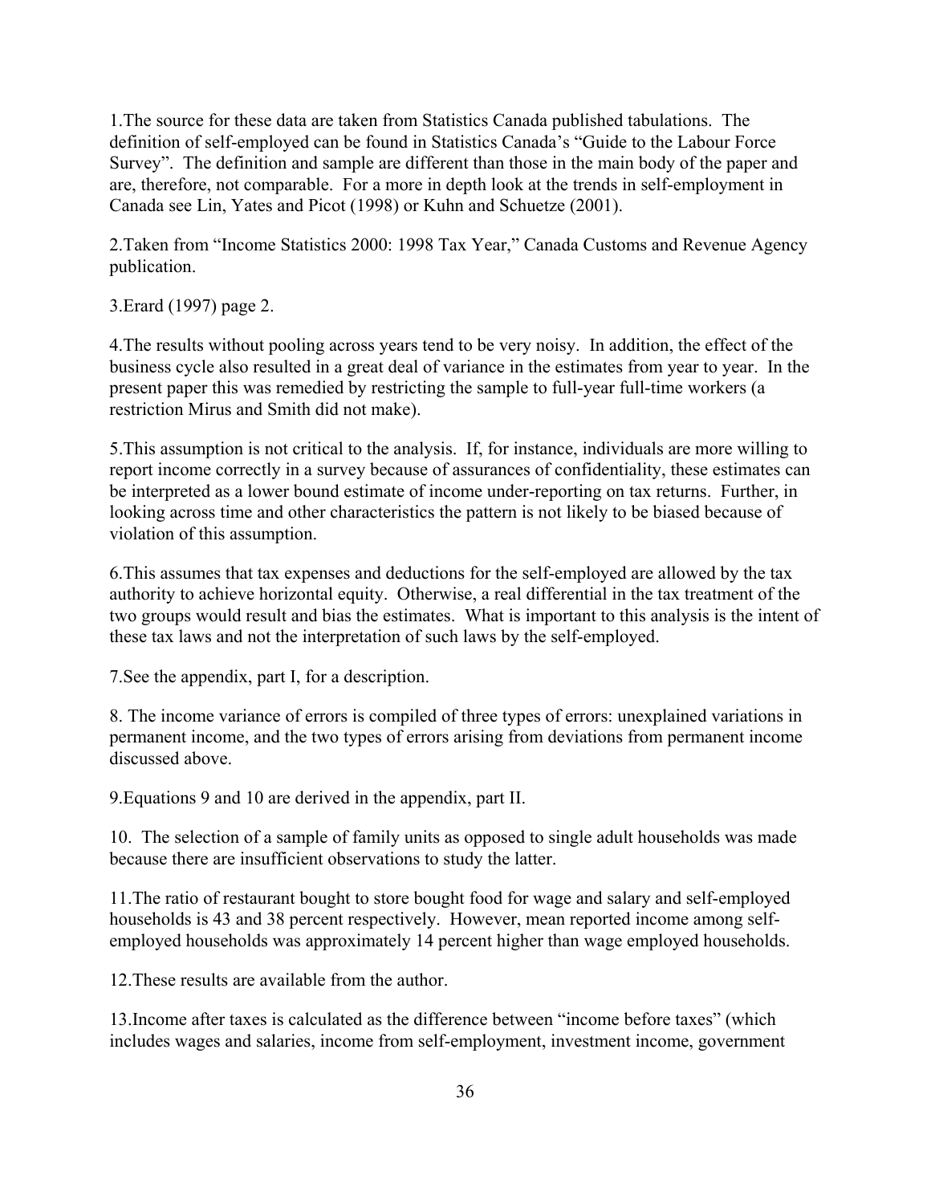1.The source for these data are taken from Statistics Canada published tabulations. The definition of self-employed can be found in Statistics Canada's "Guide to the Labour Force Survey". The definition and sample are different than those in the main body of the paper and are, therefore, not comparable. For a more in depth look at the trends in self-employment in Canada see Lin, Yates and Picot (1998) or Kuhn and Schuetze (2001).

2.Taken from "Income Statistics 2000: 1998 Tax Year," Canada Customs and Revenue Agency publication.

3.Erard (1997) page 2.

4.The results without pooling across years tend to be very noisy. In addition, the effect of the business cycle also resulted in a great deal of variance in the estimates from year to year. In the present paper this was remedied by restricting the sample to full-year full-time workers (a restriction Mirus and Smith did not make).

5.This assumption is not critical to the analysis. If, for instance, individuals are more willing to report income correctly in a survey because of assurances of confidentiality, these estimates can be interpreted as a lower bound estimate of income under-reporting on tax returns. Further, in looking across time and other characteristics the pattern is not likely to be biased because of violation of this assumption.

6.This assumes that tax expenses and deductions for the self-employed are allowed by the tax authority to achieve horizontal equity. Otherwise, a real differential in the tax treatment of the two groups would result and bias the estimates. What is important to this analysis is the intent of these tax laws and not the interpretation of such laws by the self-employed.

7.See the appendix, part I, for a description.

8. The income variance of errors is compiled of three types of errors: unexplained variations in permanent income, and the two types of errors arising from deviations from permanent income discussed above.

9.Equations 9 and 10 are derived in the appendix, part II.

10. The selection of a sample of family units as opposed to single adult households was made because there are insufficient observations to study the latter.

11.The ratio of restaurant bought to store bought food for wage and salary and self-employed households is 43 and 38 percent respectively. However, mean reported income among self-employed households was approximately 14 percent higher than wage employed households.

12.These results are available from the author.

13.Income after taxes is calculated as the difference between "income before taxes" (which includes wages and salaries, income from self-employment, investment income, government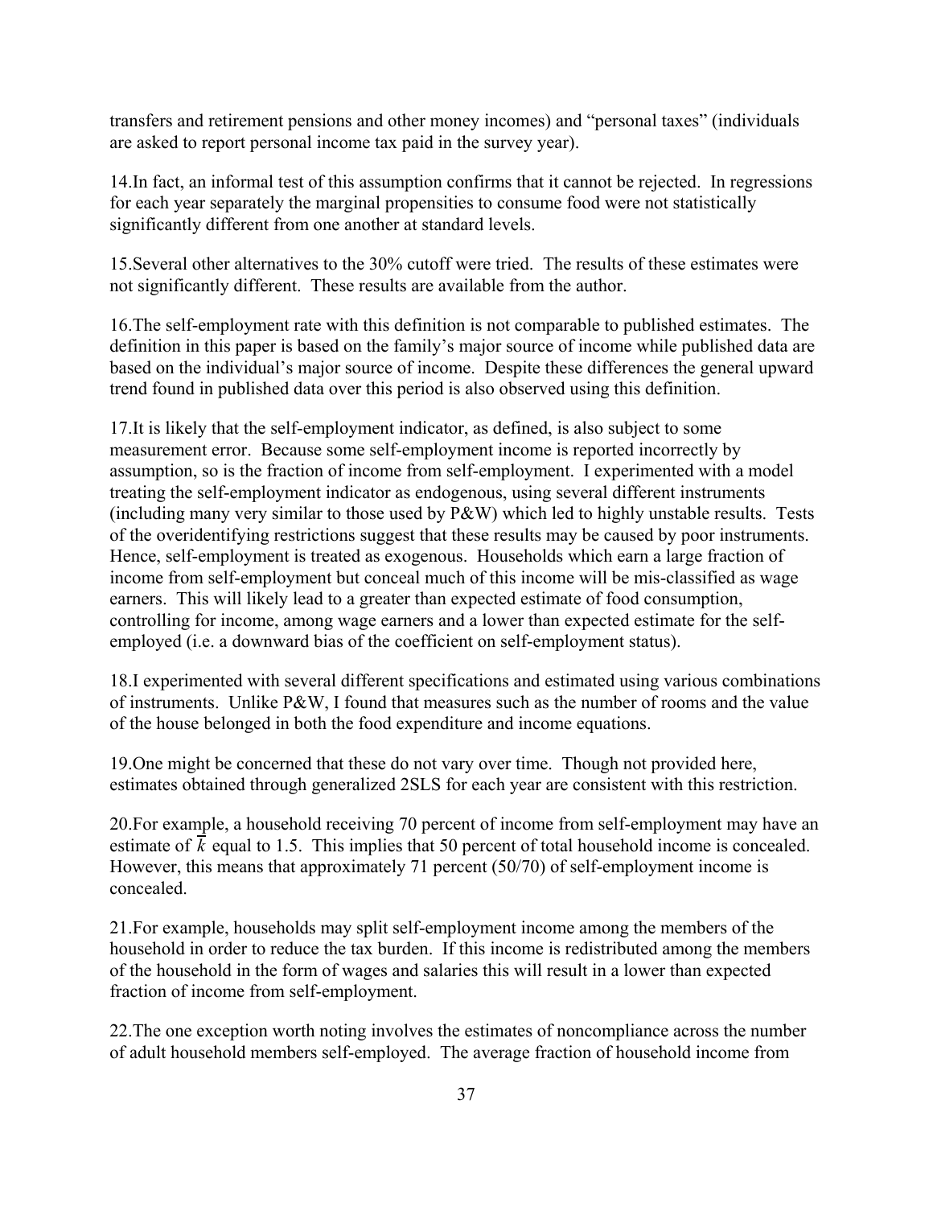transfers and retirement pensions and other money incomes) and "personal taxes" (individuals are asked to report personal income tax paid in the survey year).

14.In fact, an informal test of this assumption confirms that it cannot be rejected. In regressions for each year separately the marginal propensities to consume food were not statistically significantly different from one another at standard levels.

15.Several other alternatives to the 30% cutoff were tried. The results of these estimates were not significantly different. These results are available from the author.

16.The self-employment rate with this definition is not comparable to published estimates. The definition in this paper is based on the family's major source of income while published data are based on the individual's major source of income. Despite these differences the general upward trend found in published data over this period is also observed using this definition.

17.It is likely that the self-employment indicator, as defined, is also subject to some measurement error. Because some self-employment income is reported incorrectly by assumption, so is the fraction of income from self-employment. I experimented with a model treating the self-employment indicator as endogenous, using several different instruments (including many very similar to those used by P&W) which led to highly unstable results. Tests of the overidentifying restrictions suggest that these results may be caused by poor instruments. Hence, self-employment is treated as exogenous. Households which earn a large fraction of income from self-employment but conceal much of this income will be mis-classified as wage earners. This will likely lead to a greater than expected estimate of food consumption, controlling for income, among wage earners and a lower than expected estimate for the self-employed (i.e. a downward bias of the coefficient on self-employment status).

18.I experimented with several different specifications and estimated using various combinations of instruments. Unlike P&W, I found that measures such as the number of rooms and the value of the house belonged in both the food expenditure and income equations.

19.One might be concerned that these do not vary over time. Though not provided here, estimates obtained through generalized 2SLS for each year are consistent with this restriction.

20.For example, a household receiving 70 percent of income from self-employment may have an estimate of $\bar{k}$ equal to 1.5. This implies that 50 percent of total household income is concealed. However, this means that approximately 71 percent (50/70) of self-employment income is concealed.

21.For example, households may split self-employment income among the members of the household in order to reduce the tax burden. If this income is redistributed among the members of the household in the form of wages and salaries this will result in a lower than expected fraction of income from self-employment.

22.The one exception worth noting involves the estimates of noncompliance across the number of adult household members self-employed. The average fraction of household income from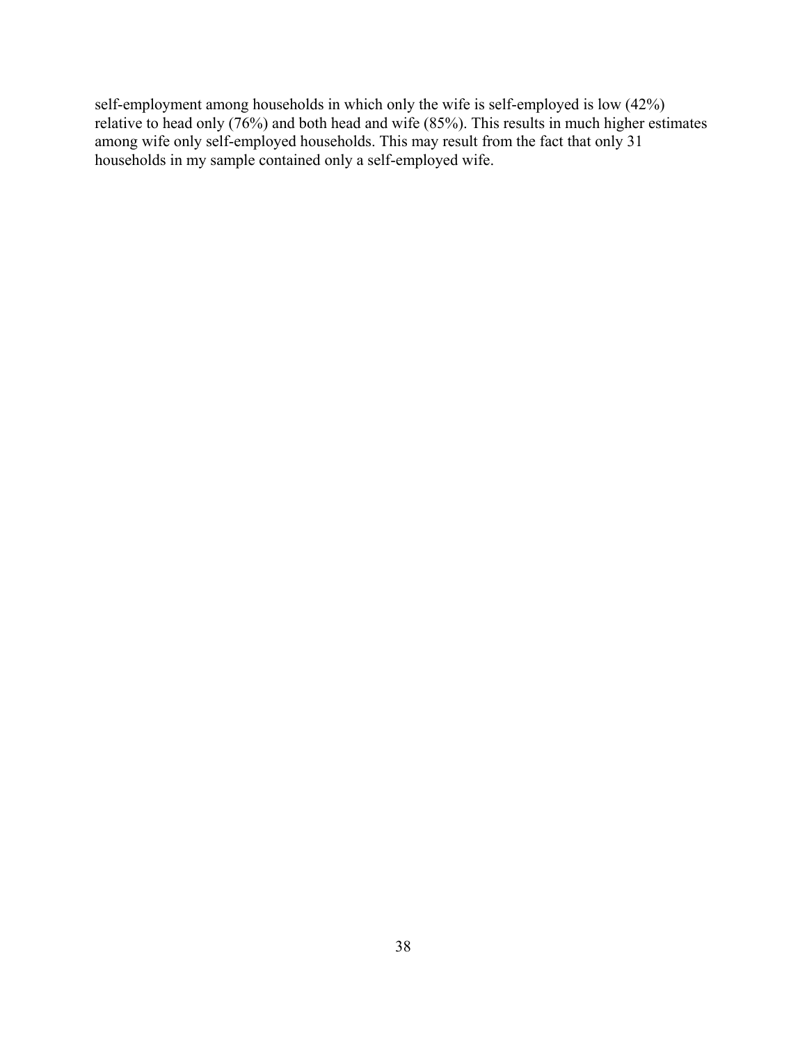self-employment among households in which only the wife is self-employed is low (42%) relative to head only (76%) and both head and wife (85%). This results in much higher estimates among wife only self-employed households. This may result from the fact that only 31 households in my sample contained only a self-employed wife.